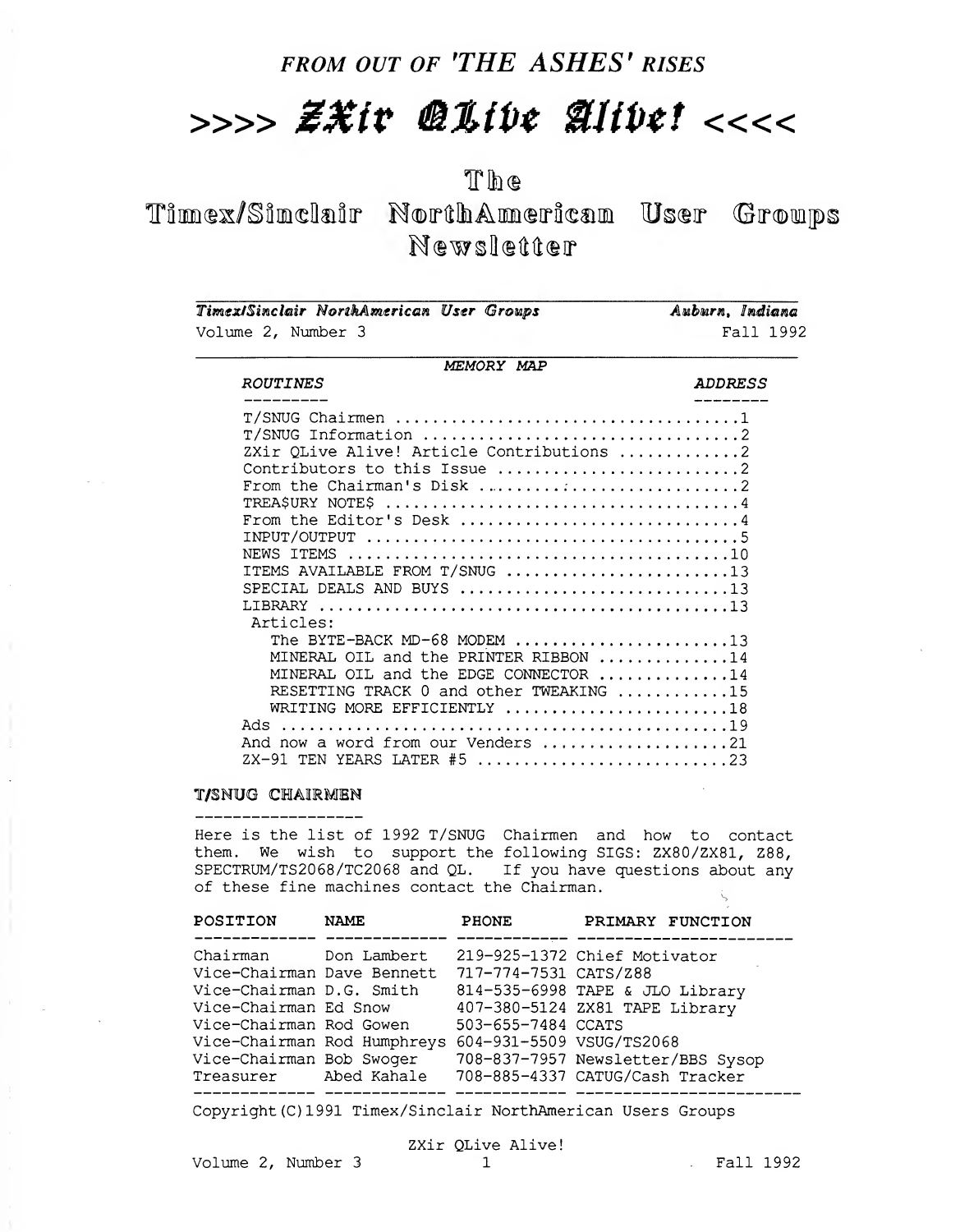*FROM OUT OF 'THE ASHES' RISES*

# >>>> ZXir QLive Alive! <<<<

## The Timex/Sinclair NorthAmerican User Groups Newsletter

*Timex/Sinclair NorthAmerican User Groups* — *Auburn, Indiana*

Volume 2, Number 3 — Fall 1992

*MEMORY MAP*

| *ROUTINES* | *ADDRESS* |
|---|---|
| T/SNUG Chairmen | 1 |
| T/SNUG Information | 2 |
| ZXir QLive Alive! Article Contributions | 2 |
| Contributors to this Issue | 2 |
| From the Chairman's Disk | 2 |
| TREA$URY NOTE$ | 4 |
| From the Editor's Desk | 4 |
| INPUT/OUTPUT | 5 |
| NEWS ITEMS | 10 |
| ITEMS AVAILABLE FROM T/SNUG | 13 |
| SPECIAL DEALS AND BUYS | 13 |
| LIBRARY | 13 |
| Articles: | |
| The BYTE-BACK MD-68 MODEM | 13 |
| MINERAL OIL and the PRINTER RIBBON | 14 |
| MINERAL OIL and the EDGE CONNECTOR | 14 |
| RESETTING TRACK 0 and other TWEAKING | 15 |
| WRITING MORE EFFICIENTLY | 18 |
| Ads | 19 |
| And now a word from our Venders | 21 |
| ZX-91 TEN YEARS LATER #5 | 23 |

### T/SNUG CHAIRMEN

Here is the list of 1992 T/SNUG Chairmen and how to contact them. We wish to support the following SIGS: ZX80/ZX81, Z88, SPECTRUM/TS2068/TC2068 and QL. If you have questions about any of these fine machines contact the Chairman.

| POSITION | NAME | PHONE | PRIMARY FUNCTION |
|---|---|---|---|
| Chairman | Don Lambert | 219-925-1372 | Chief Motivator |
| Vice-Chairman | Dave Bennett | 717-774-7531 | CATS/Z88 |
| Vice-Chairman | D.G. Smith | 814-535-6998 | TAPE & JLO Library |
| Vice-Chairman | Ed Snow | 407-380-5124 | ZX81 TAPE Library |
| Vice-Chairman | Rod Gowen | 503-655-7484 | CCATS |
| Vice-Chairman | Rod Humphreys | 604-931-5509 | VSUG/TS2068 |
| Vice-Chairman | Bob Swoger | 708-837-7957 | Newsletter/BBS Sysop |
| Treasurer | Abed Kahale | 708-885-4337 | CATUG/Cash Tracker |

Copyright(C)1991 Timex/Sinclair NorthAmerican Users Groups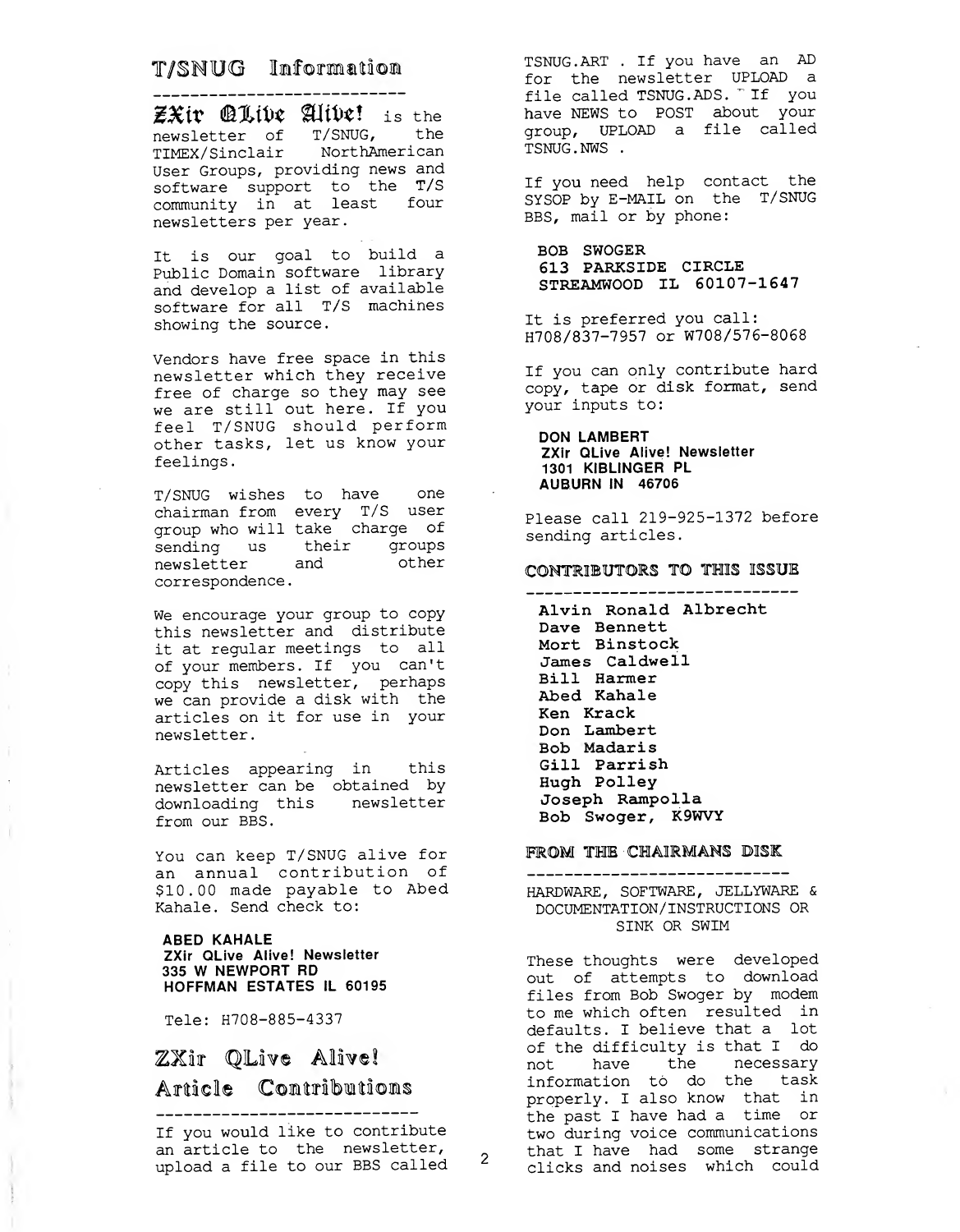## T/SNUG Information

**ZXir QLive Alive!** is the newsletter of T/SNUG, the TIMEX/Sinclair NorthAmerican User Groups, providing news and software support to the T/S community in at least four newsletters per year.

It is our goal to build a Public Domain software library and develop a list of available software for all T/S machines showing the source.

Vendors have free space in this newsletter which they receive free of charge so they may see we are still out here. If you feel T/SNUG should perform other tasks, let us know your feelings.

T/SNUG wishes to have one chairman from every T/S user group who will take charge of sending us their groups newsletter and other correspondence.

We encourage your group to copy this newsletter and distribute it at regular meetings to all of your members. If you can't copy this newsletter, perhaps we can provide a disk with the articles on it for use in your newsletter.

Articles appearing in this newsletter can be obtained by downloading this newsletter from our BBS.

You can keep T/SNUG alive for an annual contribution of $10.00 made payable to Abed Kahale. Send check to:

**ABED KAHALE**
**ZXir QLive Alive! Newsletter**
**335 W NEWPORT RD**
**HOFFMAN ESTATES IL 60195**

Tele: H708-885-4337

## ZXir QLive Alive! Article Contributions

If you would like to contribute an article to the newsletter, upload a file to our BBS called TSNUG.ART . If you have an AD for the newsletter UPLOAD a file called TSNUG.ADS. If you have NEWS to POST about your group, UPLOAD a file called TSNUG.NWS .

If you need help contact the SYSOP by E-MAIL on the T/SNUG BBS, mail or by phone:

**BOB SWOGER**
**613 PARKSIDE CIRCLE**
**STREAMWOOD IL 60107-1647**

It is preferred you call: H708/837-7957 or W708/576-8068

If you can only contribute hard copy, tape or disk format, send your inputs to:

**DON LAMBERT**
**ZXir QLive Alive! Newsletter**
**1301 KIBLINGER PL**
**AUBURN IN 46706**

Please call 219-925-1372 before sending articles.

## CONTRIBUTORS TO THIS ISSUE

**Alvin Ronald Albrecht**
**Dave Bennett**
**Mort Binstock**
**James Caldwell**
**Bill Harmer**
**Abed Kahale**
**Ken Krack**
**Don Lambert**
**Bob Madaris**
**Gill Parrish**
**Hugh Polley**
**Joseph Rampolla**
**Bob Swoger, K9WVY**

## FROM THE CHAIRMANS DISK

HARDWARE, SOFTWARE, JELLYWARE & DOCUMENTATION/INSTRUCTIONS OR SINK OR SWIM

These thoughts were developed out of attempts to download files from Bob Swoger by modem to me which often resulted in defaults. I believe that a lot of the difficulty is that I do not have the necessary information to do the task properly. I also know that in the past I have had a time or two during voice communications that I have had some strange clicks and noises which could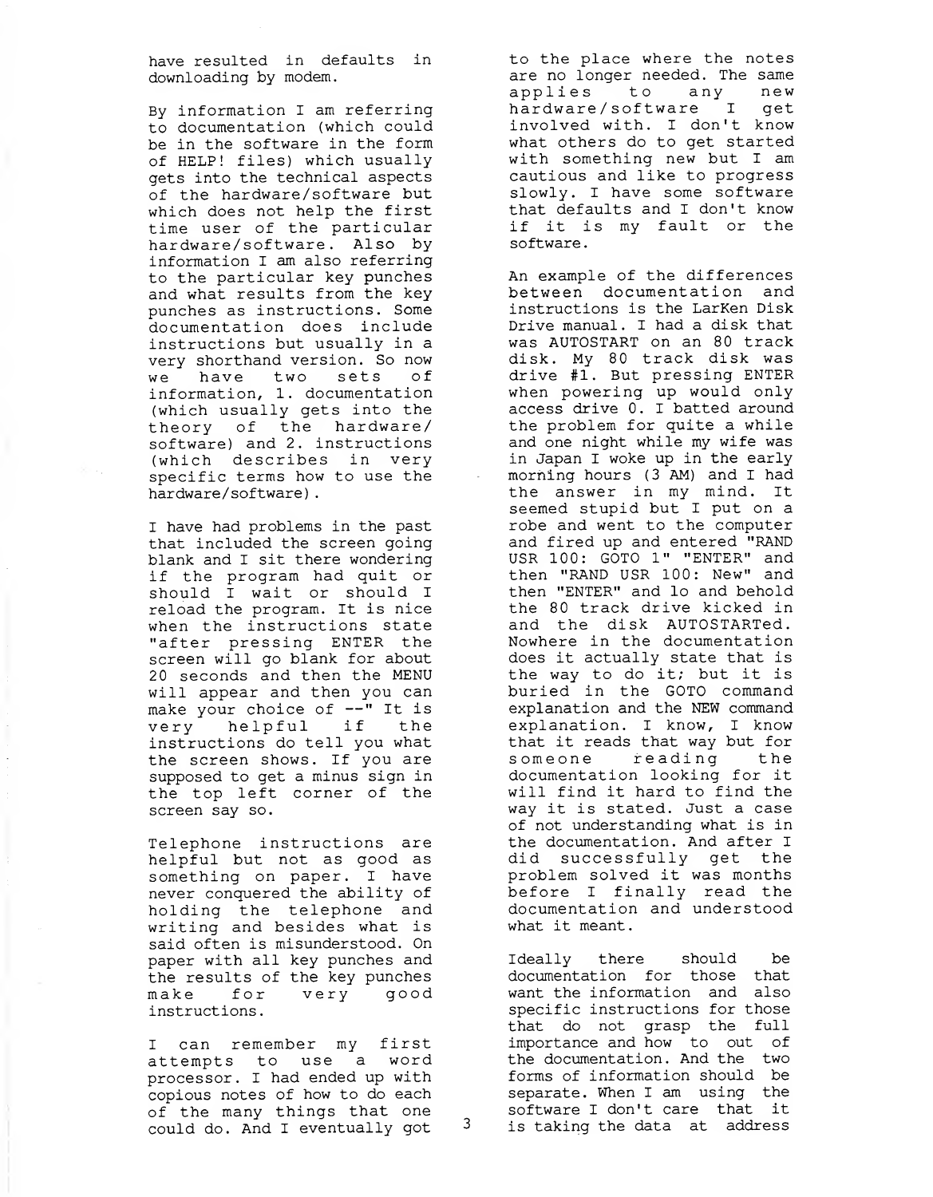have resulted in defaults in downloading by modem.

By information I am referring to documentation (which could be in the software in the form of HELP! files) which usually gets into the technical aspects of the hardware/software but which does not help the first time user of the particular hardware/software. Also by information I am also referring to the particular key punches and what results from the key punches as instructions. Some documentation does include instructions but usually in a very shorthand version. So now we have two sets of information, 1. documentation (which usually gets into the theory of the hardware/ software) and 2. instructions (which describes in very specific terms how to use the hardware/software).

I have had problems in the past that included the screen going blank and I sit there wondering if the program had quit or should I wait or should I reload the program. It is nice when the instructions state "after pressing ENTER the screen will go blank for about 20 seconds and then the MENU will appear and then you can make your choice of --" It is very helpful if the instructions do tell you what the screen shows. If you are supposed to get a minus sign in the top left corner of the screen say so.

Telephone instructions are helpful but not as good as something on paper. I have never conquered the ability of holding the telephone and writing and besides what is said often is misunderstood. On paper with all key punches and the results of the key punches make for very good instructions.

I can remember my first attempts to use a word processor. I had ended up with copious notes of how to do each of the many things that one could do. And I eventually got to the place where the notes are no longer needed. The same applies to any new hardware/software I get involved with. I don't know what others do to get started with something new but I am cautious and like to progress slowly. I have some software that defaults and I don't know if it is my fault or the software.

An example of the differences between documentation and instructions is the LarKen Disk Drive manual. I had a disk that was AUTOSTART on an 80 track disk. My 80 track disk was drive #1. But pressing ENTER when powering up would only access drive 0. I batted around the problem for quite a while and one night while my wife was in Japan I woke up in the early morning hours (3 AM) and I had the answer in my mind. It seemed stupid but I put on a robe and went to the computer and fired up and entered "RAND USR 100: GOTO 1" "ENTER" and then "RAND USR 100: New" and then "ENTER" and lo and behold the 80 track drive kicked in and the disk AUTOSTARTed. Nowhere in the documentation does it actually state that is the way to do it; but it is buried in the GOTO command explanation and the NEW command explanation. I know, I know that it reads that way but for someone reading the documentation looking for it will find it hard to find the way it is stated. Just a case of not understanding what is in the documentation. And after I did successfully get the problem solved it was months before I finally read the documentation and understood what it meant.

Ideally there should be documentation for those that want the information and also specific instructions for those that do not grasp the full importance and how to out of the documentation. And the two forms of information should be separate. When I am using the software I don't care that it is taking the data at address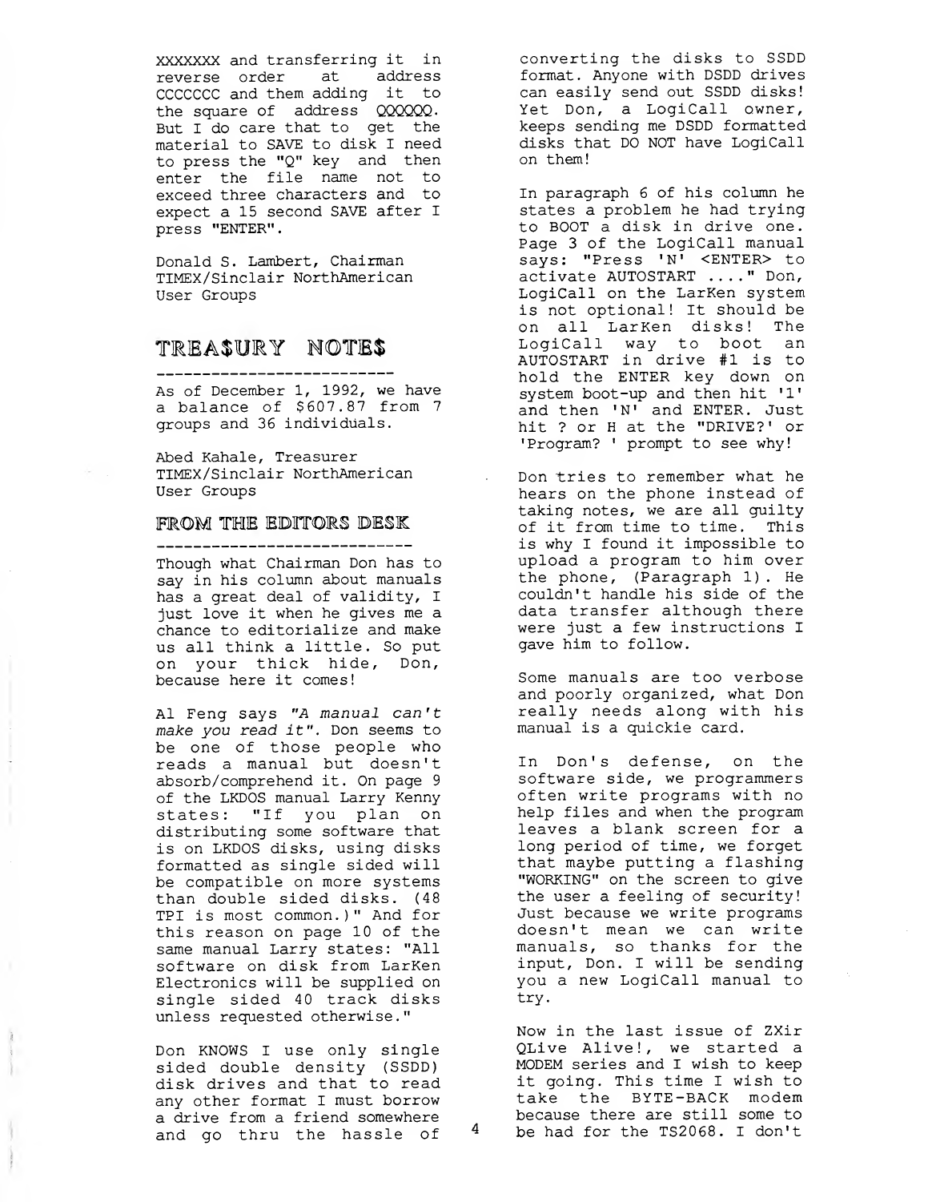XXXXXXX and transferring it in reverse order at address CCCCCCC and them adding it to the square of address QQQQQQ. But I do care that to get the material to SAVE to disk I need to press the "Q" key and then enter the file name not to exceed three characters and to expect a 15 second SAVE after I press "ENTER".

Donald S. Lambert, Chairman
TIMEX/Sinclair NorthAmerican User Groups

## TREA$URY NOTE$

As of December 1, 1992, we have a balance of $607.87 from 7 groups and 36 individuals.

Abed Kahale, Treasurer
TIMEX/Sinclair NorthAmerican User Groups

## FROM THE EDITORS DESK

Though what Chairman Don has to say in his column about manuals has a great deal of validity, I just love it when he gives me a chance to editorialize and make us all think a little. So put on your thick hide, Don, because here it comes!

Al Feng says *"A manual can't make you read it"*. Don seems to be one of those people who reads a manual but doesn't absorb/comprehend it. On page 9 of the LKDOS manual Larry Kenny states: "If you plan on distributing some software that is on LKDOS disks, using disks formatted as single sided will be compatible on more systems than double sided disks. (48 TPI is most common.)" And for this reason on page 10 of the same manual Larry states: "All software on disk from LarKen Electronics will be supplied on single sided 40 track disks unless requested otherwise."

Don KNOWS I use only single sided double density (SSDD) disk drives and that to read any other format I must borrow a drive from a friend somewhere and go thru the hassle of converting the disks to SSDD format. Anyone with DSDD drives can easily send out SSDD disks! Yet Don, a LogiCall owner, keeps sending me DSDD formatted disks that DO NOT have LogiCall on them!

In paragraph 6 of his column he states a problem he had trying to BOOT a disk in drive one. Page 3 of the LogiCall manual says: "Press 'N' <ENTER> to activate AUTOSTART ...." Don, LogiCall on the LarKen system is not optional! It should be on all LarKen disks! The LogiCall way to boot an AUTOSTART in drive #1 is to hold the ENTER key down on system boot-up and then hit '1' and then 'N' and ENTER. Just hit ? or H at the "DRIVE?' or 'Program? ' prompt to see why!

Don tries to remember what he hears on the phone instead of taking notes, we are all guilty of it from time to time. This is why I found it impossible to upload a program to him over the phone, (Paragraph 1). He couldn't handle his side of the data transfer although there were just a few instructions I gave him to follow.

Some manuals are too verbose and poorly organized, what Don really needs along with his manual is a quickie card.

In Don's defense, on the software side, we programmers often write programs with no help files and when the program leaves a blank screen for a long period of time, we forget that maybe putting a flashing "WORKING" on the screen to give the user a feeling of security! Just because we write programs doesn't mean we can write manuals, so thanks for the input, Don. I will be sending you a new LogiCall manual to try.

Now in the last issue of ZXir QLive Alive!, we started a MODEM series and I wish to keep it going. This time I wish to take the BYTE-BACK modem because there are still some to be had for the TS2068. I don't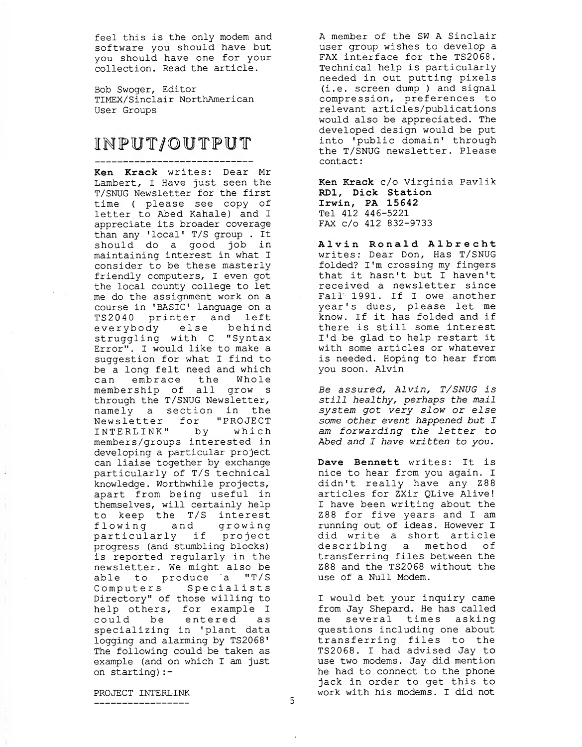feel this is the only modem and software you should have but you should have one for your collection. Read the article.

Bob Swoger, Editor
TIMEX/Sinclair NorthAmerican User Groups

# INPUT/OUTPUT

---

**Ken Krack** writes: Dear Mr Lambert, I Have just seen the T/SNUG Newsletter for the first time ( please see copy of letter to Abed Kahale) and I appreciate its broader coverage than any 'local' T/S group . It should do a good job in maintaining interest in what I consider to be these masterly friendly computers, I even got the local county college to let me do the assignment work on a course in 'BASIC' language on a TS2040 printer and left everybody else behind struggling with C "Syntax Error". I would like to make a suggestion for what I find to be a long felt need and which can embrace the Whole membership of all grow s through the T/SNUG Newsletter, namely a section in the Newsletter for "PROJECT INTERLINK" by which members/groups interested in developing a particular project can liaise together by exchange particularly of T/S technical knowledge. Worthwhile projects, apart from being useful in themselves, will certainly help to keep the T/S interest flowing and growing particularly if project progress (and stumbling blocks) is reported regularly in the newsletter. We might also be able to produce a "T/S Computers Specialists Directory" of those willing to help others, for example I could be entered as specializing in 'plant data logging and alarming by TS2068' The following could be taken as example (and on which I am just on starting):-

PROJECT INTERLINK

---

A member of the SW A Sinclair user group wishes to develop a FAX interface for the TS2068. Technical help is particularly needed in out putting pixels (i.e. screen dump ) and signal compression, preferences to relevant articles/publications would also be appreciated. The developed design would be put into 'public domain' through the T/SNUG newsletter. Please contact:

**Ken Krack** c/o Virginia Pavlik
**RD1, Dick Station**
**Irwin, PA 15642**
Tel 412 446-5221
FAX c/o 412 832-9733

**Alvin Ronald Albrecht** writes: Dear Don, Has T/SNUG folded? I'm crossing my fingers that it hasn't but I haven't received a newsletter since Fall 1991. If I owe another year's dues, please let me know. If it has folded and if there is still some interest I'd be glad to help restart it with some articles or whatever is needed. Hoping to hear from you soon. Alvin

*Be assured, Alvin, T/SNUG is still healthy, perhaps the mail system got very slow or else some other event happened but I am forwarding the letter to Abed and I have written to you.*

**Dave Bennett** writes: It is nice to hear from you again. I didn't really have any Z88 articles for ZXir QLive Alive! I have been writing about the Z88 for five years and I am running out of ideas. However I did write a short article describing a method of transferring files between the Z88 and the TS2068 without the use of a Null Modem.

I would bet your inquiry came from Jay Shepard. He has called me several times asking questions including one about transferring files to the TS2068. I had advised Jay to use two modems. Jay did mention he had to connect to the phone jack in order to get this to work with his modems. I did not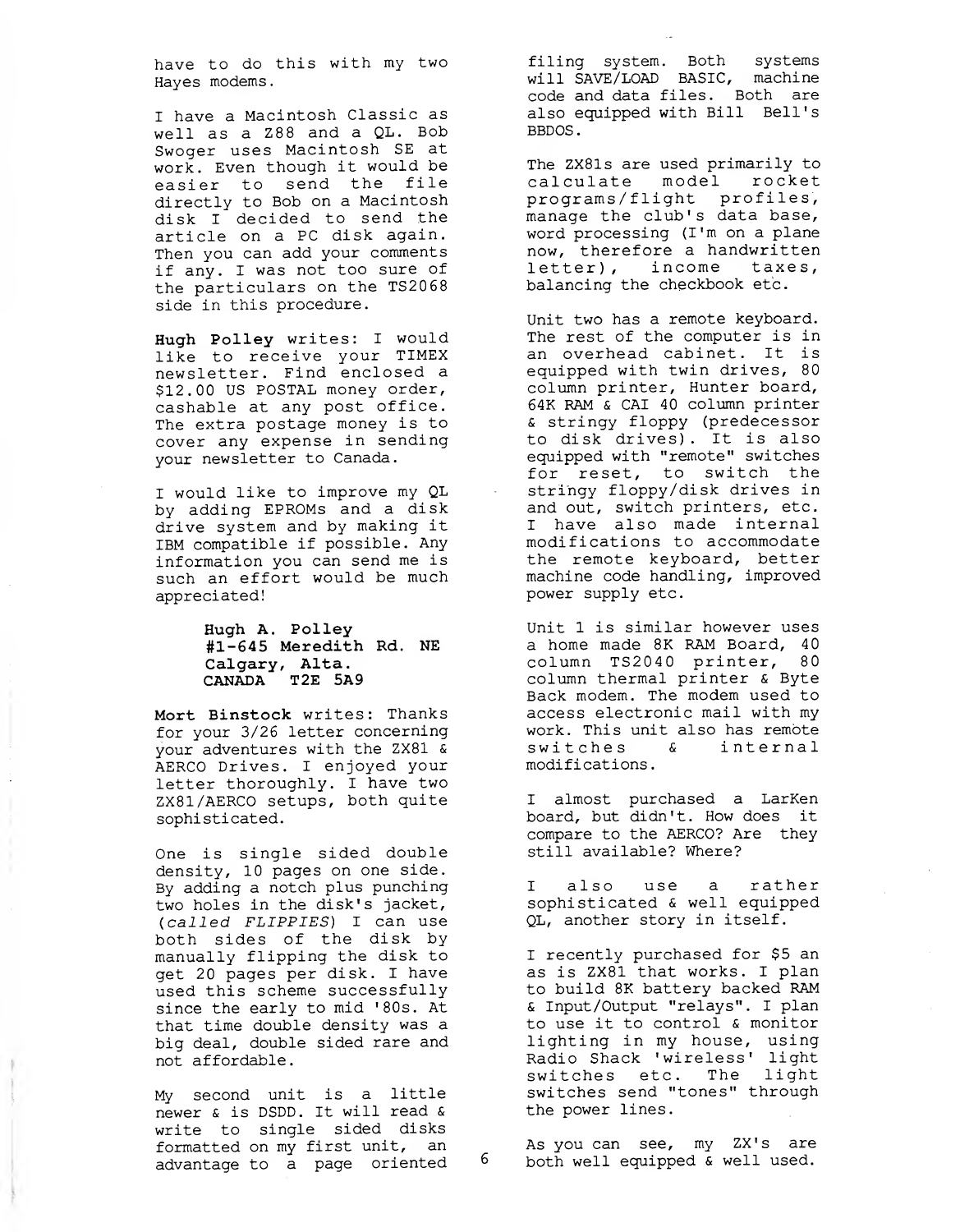have to do this with my two Hayes modems.

I have a Macintosh Classic as well as a Z88 and a QL. Bob Swoger uses Macintosh SE at work. Even though it would be easier to send the file directly to Bob on a Macintosh disk I decided to send the article on a PC disk again. Then you can add your comments if any. I was not too sure of the particulars on the TS2068 side in this procedure.

**Hugh Polley** writes: I would like to receive your TIMEX newsletter. Find enclosed a $12.00 US POSTAL money order, cashable at any post office. The extra postage money is to cover any expense in sending your newsletter to Canada.

I would like to improve my QL by adding EPROMs and a disk drive system and by making it IBM compatible if possible. Any information you can send me is such an effort would be much appreciated!

> **Hugh A. Polley**
> **#1-645 Meredith Rd. NE**
> **Calgary, Alta.**
> **CANADA T2E 5A9**

**Mort Binstock** writes: Thanks for your 3/26 letter concerning your adventures with the ZX81 & AERCO Drives. I enjoyed your letter thoroughly. I have two ZX81/AERCO setups, both quite sophisticated.

One is single sided double density, 10 pages on one side. By adding a notch plus punching two holes in the disk's jacket, (*called FLIPPIES*) I can use both sides of the disk by manually flipping the disk to get 20 pages per disk. I have used this scheme successfully since the early to mid '80s. At that time double density was a big deal, double sided rare and not affordable.

My second unit is a little newer & is DSDD. It will read & write to single sided disks formatted on my first unit, an advantage to a page oriented filing system. Both systems will SAVE/LOAD BASIC, machine code and data files. Both are also equipped with Bill Bell's BBDOS.

The ZX81s are used primarily to calculate model rocket programs/flight profiles, manage the club's data base, word processing (I'm on a plane now, therefore a handwritten letter), income taxes, balancing the checkbook etc.

Unit two has a remote keyboard. The rest of the computer is in an overhead cabinet. It is equipped with twin drives, 80 column printer, Hunter board, 64K RAM & CAI 40 column printer & stringy floppy (predecessor to disk drives). It is also equipped with "remote" switches for reset, to switch the stringy floppy/disk drives in and out, switch printers, etc. I have also made internal modifications to accommodate the remote keyboard, better machine code handling, improved power supply etc.

Unit 1 is similar however uses a home made 8K RAM Board, 40 column TS2040 printer, 80 column thermal printer & Byte Back modem. The modem used to access electronic mail with my work. This unit also has remote switches & internal modifications.

I almost purchased a LarKen board, but didn't. How does it compare to the AERCO? Are they still available? Where?

I also use a rather sophisticated & well equipped QL, another story in itself.

I recently purchased for $5 an as is ZX81 that works. I plan to build 8K battery backed RAM & Input/Output "relays". I plan to use it to control & monitor lighting in my house, using Radio Shack 'wireless' light switches etc. The light switches send "tones" through the power lines.

As you can see, my ZX's are both well equipped & well used.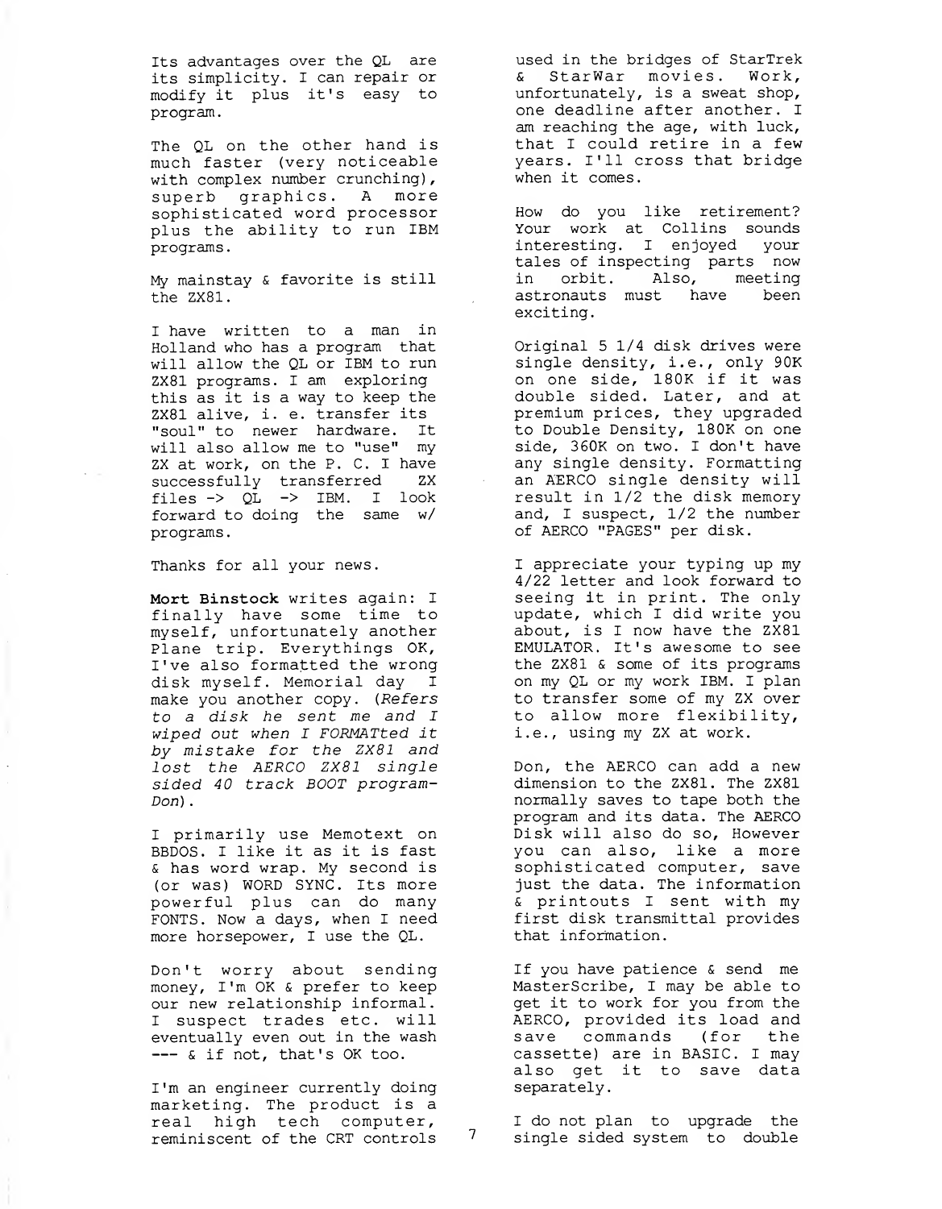Its advantages over the QL are its simplicity. I can repair or modify it plus it's easy to program.

The QL on the other hand is much faster (very noticeable with complex number crunching), superb graphics. A more sophisticated word processor plus the ability to run IBM programs.

My mainstay & favorite is still the ZX81.

I have written to a man in Holland who has a program that will allow the QL or IBM to run ZX81 programs. I am exploring this as it is a way to keep the ZX81 alive, i. e. transfer its "soul" to newer hardware. It will also allow me to "use" my ZX at work, on the P. C. I have successfully transferred ZX files -> QL -> IBM. I look forward to doing the same w/ programs.

Thanks for all your news.

**Mort Binstock** writes again: I finally have some time to myself, unfortunately another Plane trip. Everythings OK, I've also formatted the wrong disk myself. Memorial day I make you another copy. *(Refers to a disk he sent me and I wiped out when I FORMATted it by mistake for the ZX81 and lost the AERCO ZX81 single sided 40 track BOOT program- Don)*.

I primarily use Memotext on BBDOS. I like it as it is fast & has word wrap. My second is (or was) WORD SYNC. Its more powerful plus can do many FONTS. Now a days, when I need more horsepower, I use the QL.

Don't worry about sending money, I'm OK & prefer to keep our new relationship informal. I suspect trades etc. will eventually even out in the wash --- & if not, that's OK too.

I'm an engineer currently doing marketing. The product is a real high tech computer, reminiscent of the CRT controls used in the bridges of StarTrek & StarWar movies. Work, unfortunately, is a sweat shop, one deadline after another. I am reaching the age, with luck, that I could retire in a few years. I'll cross that bridge when it comes.

How do you like retirement? Your work at Collins sounds interesting. I enjoyed your tales of inspecting parts now in orbit. Also, meeting astronauts must have been exciting.

Original 5 1/4 disk drives were single density, i.e., only 90K on one side, 180K if it was double sided. Later, and at premium prices, they upgraded to Double Density, 180K on one side, 360K on two. I don't have any single density. Formatting an AERCO single density will result in 1/2 the disk memory and, I suspect, 1/2 the number of AERCO "PAGES" per disk.

I appreciate your typing up my 4/22 letter and look forward to seeing it in print. The only update, which I did write you about, is I now have the ZX81 EMULATOR. It's awesome to see the ZX81 & some of its programs on my QL or my work IBM. I plan to transfer some of my ZX over to allow more flexibility, i.e., using my ZX at work.

Don, the AERCO can add a new dimension to the ZX81. The ZX81 normally saves to tape both the program and its data. The AERCO Disk will also do so, However you can also, like a more sophisticated computer, save just the data. The information & printouts I sent with my first disk transmittal provides that information.

If you have patience & send me MasterScribe, I may be able to get it to work for you from the AERCO, provided its load and save commands (for the cassette) are in BASIC. I may also get it to save data separately.

I do not plan to upgrade the single sided system to double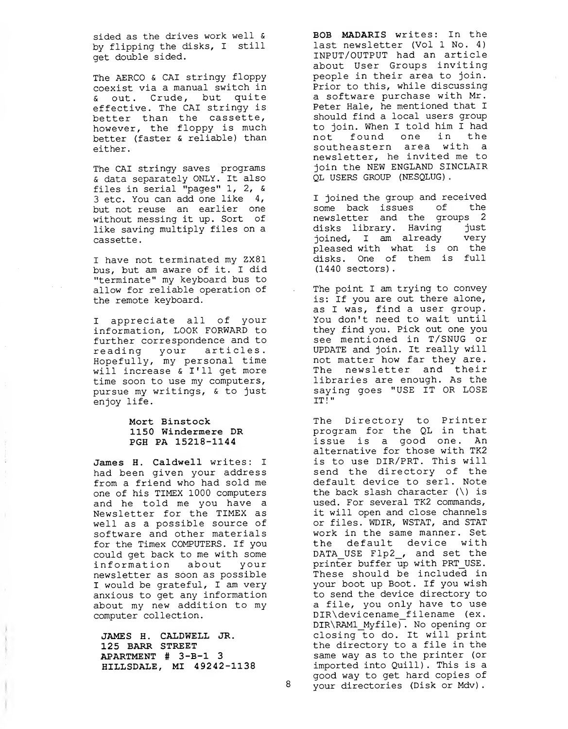sided as the drives work well & by flipping the disks, I still get double sided.

The AERCO & CAI stringy floppy coexist via a manual switch in & out. Crude, but quite effective. The CAI stringy is better than the cassette, however, the floppy is much better (faster & reliable) than either.

The CAI stringy saves programs & data separately ONLY. It also files in serial "pages" 1, 2, & 3 etc. You can add one like 4, but not reuse an earlier one without messing it up. Sort of like saving multiply files on a cassette.

I have not terminated my ZX81 bus, but am aware of it. I did "terminate" my keyboard bus to allow for reliable operation of the remote keyboard.

I appreciate all of your information, LOOK FORWARD to further correspondence and to reading your articles. Hopefully, my personal time will increase & I'll get more time soon to use my computers, pursue my writings, & to just enjoy life.

**Mort Binstock**
**1150 Windermere DR**
**PGH PA 15218-1144**

**James H. Caldwell** writes: I had been given your address from a friend who had sold me one of his TIMEX 1000 computers and he told me you have a Newsletter for the TIMEX as well as a possible source of software and other materials for the Timex COMPUTERS. If you could get back to me with some information about your newsletter as soon as possible I would be grateful, I am very anxious to get any information about my new addition to my computer collection.

**JAMES H. CALDWELL JR.**
**125 BARR STREET**
**APARTMENT # 3-B-1 3**
**HILLSDALE, MI 49242-1138**

**BOB MADARIS** writes: In the last newsletter (Vol 1 No. 4) INPUT/OUTPUT had an article about User Groups inviting people in their area to join. Prior to this, while discussing a software purchase with Mr. Peter Hale, he mentioned that I should find a local users group to join. When I told him I had not found one in the southeastern area with a newsletter, he invited me to join the NEW ENGLAND SINCLAIR QL USERS GROUP (NESQLUG).

I joined the group and received some back issues of the newsletter and the groups 2 disks library. Having just joined, I am already very pleased with what is on the disks. One of them is full (1440 sectors).

The point I am trying to convey is: If you are out there alone, as I was, find a user group. You don't need to wait until they find you. Pick out one you see mentioned in T/SNUG or UPDATE and join. It really will not matter how far they are. The newsletter and their libraries are enough. As the saying goes "USE IT OR LOSE IT!"

The Directory to Printer program for the QL in that issue is a good one. An alternative for those with TK2 is to use DIR/PRT. This will send the directory of the default device to ser1. Note the back slash character (\) is used. For several TK2 commands, it will open and close channels or files. WDIR, WSTAT, and STAT work in the same manner. Set the default device with DATA_USE Flp2_, and set the printer buffer up with PRT_USE. These should be included in your boot up Boot. If you wish to send the device directory to a file, you only have to use DIR\devicename_filename (ex. DIR\RAM1_Myfile). No opening or closing to do. It will print the directory to a file in the same way as to the printer (or imported into Quill). This is a good way to get hard copies of your directories (Disk or Mdv).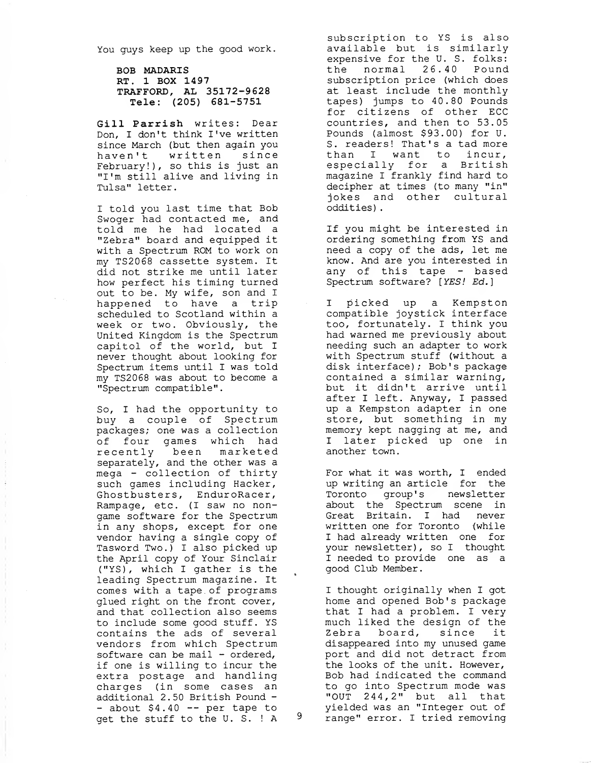You guys keep up the good work.

**BOB MADARIS**
**RT. 1 BOX 1497**
**TRAFFORD, AL 35172-9628**
**Tele: (205) 681-5751**

**Gill Parrish** writes: Dear Don, I don't think I've written since March (but then again you haven't written since February!), so this is just an "I'm still alive and living in Tulsa" letter.

I told you last time that Bob Swoger had contacted me, and told me he had located a "Zebra" board and equipped it with a Spectrum ROM to work on my TS2068 cassette system. It did not strike me until later how perfect his timing turned out to be. My wife, son and I happened to have a trip scheduled to Scotland within a week or two. Obviously, the United Kingdom is the Spectrum capitol of the world, but I never thought about looking for Spectrum items until I was told my TS2068 was about to become a "Spectrum compatible".

So, I had the opportunity to buy a couple of Spectrum packages; one was a collection of four games which had recently been marketed separately, and the other was a mega - collection of thirty such games including Hacker, Ghostbusters, EnduroRacer, Rampage, etc. (I saw no non-game software for the Spectrum in any shops, except for one vendor having a single copy of Tasword Two.) I also picked up the April copy of Your Sinclair ("YS), which I gather is the leading Spectrum magazine. It comes with a tape of programs glued right on the front cover, and that collection also seems to include some good stuff. YS contains the ads of several vendors from which Spectrum software can be mail - ordered, if one is willing to incur the extra postage and handling charges (in some cases an additional 2.50 British Pound -- about $4.40 -- per tape to get the stuff to the U. S. ! A subscription to YS is also available but is similarly expensive for the U. S. folks: the normal 26.40 Pound subscription price (which does at least include the monthly tapes) jumps to 40.80 Pounds for citizens of other ECC countries, and then to 53.05 Pounds (almost $93.00) for U. S. readers! That's a tad more than I want to incur, especially for a British magazine I frankly find hard to decipher at times (to many "in" jokes and other cultural oddities).

If you might be interested in ordering something from YS and need a copy of the ads, let me know. And are you interested in any of this tape - based Spectrum software? [*YES! Ed.*]

I picked up a Kempston compatible joystick interface too, fortunately. I think you had warned me previously about needing such an adapter to work with Spectrum stuff (without a disk interface); Bob's package contained a similar warning, but it didn't arrive until after I left. Anyway, I passed up a Kempston adapter in one store, but something in my memory kept nagging at me, and I later picked up one in another town.

For what it was worth, I ended up writing an article for the Toronto group's newsletter about the Spectrum scene in Great Britain. I had never written one for Toronto (while I had already written one for your newsletter), so I thought I needed to provide one as a good Club Member.

I thought originally when I got home and opened Bob's package that I had a problem. I very much liked the design of the Zebra board, since it disappeared into my unused game port and did not detract from the looks of the unit. However, Bob had indicated the command to go into Spectrum mode was "OUT 244,2" but all that yielded was an "Integer out of range" error. I tried removing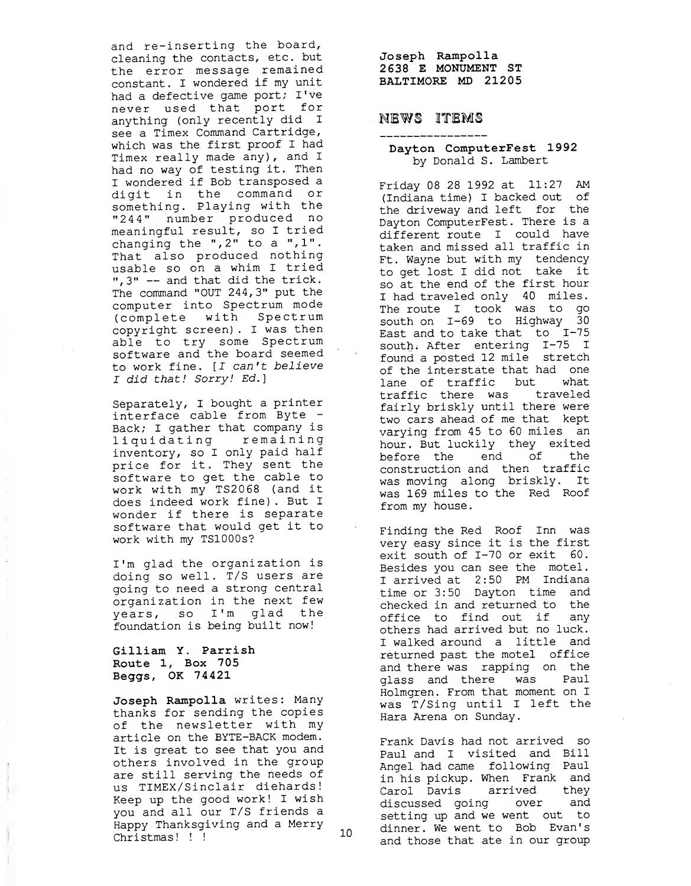and re-inserting the board, cleaning the contacts, etc. but the error message remained constant. I wondered if my unit had a defective game port; I've never used that port for anything (only recently did I see a Timex Command Cartridge, which was the first proof I had Timex really made any), and I had no way of testing it. Then I wondered if Bob transposed a digit in the command or something. Playing with the "244" number produced no meaningful result, so I tried changing the ",2" to a ",1". That also produced nothing usable so on a whim I tried ",3" -- and that did the trick. The command "OUT 244,3" put the computer into Spectrum mode (complete with Spectrum copyright screen). I was then able to try some Spectrum software and the board seemed to work fine. [*I can't believe I did that! Sorry! Ed.*]

Separately, I bought a printer interface cable from Byte - Back; I gather that company is liquidating remaining inventory, so I only paid half price for it. They sent the software to get the cable to work with my TS2068 (and it does indeed work fine). But I wonder if there is separate software that would get it to work with my TS1000s?

I'm glad the organization is doing so well. T/S users are going to need a strong central organization in the next few years, so I'm glad the foundation is being built now!

**Gilliam Y. Parrish**
**Route 1, Box 705**
**Beggs, OK 74421**

**Joseph Rampolla** writes: Many thanks for sending the copies of the newsletter with my article on the BYTE-BACK modem. It is great to see that you and others involved in the group are still serving the needs of us TIMEX/Sinclair diehards! Keep up the good work! I wish you and all our T/S friends a Happy Thanksgiving and a Merry Christmas! ! !

**Joseph Rampolla**
**2638 E MONUMENT ST**
**BALTIMORE MD 21205**

## NEWS ITEMS

### Dayton ComputerFest 1992
by Donald S. Lambert

Friday 08 28 1992 at 11:27 AM (Indiana time) I backed out of the driveway and left for the Dayton ComputerFest. There is a different route I could have taken and missed all traffic in Ft. Wayne but with my tendency to get lost I did not take it so at the end of the first hour I had traveled only 40 miles. The route I took was to go south on I-69 to Highway 30 East and to take that to I-75 south. After entering I-75 I found a posted 12 mile stretch of the interstate that had one lane of traffic but what traffic there was traveled fairly briskly until there were two cars ahead of me that kept varying from 45 to 60 miles an hour. But luckily they exited before the end of the construction and then traffic was moving along briskly. It was 169 miles to the Red Roof from my house.

Finding the Red Roof Inn was very easy since it is the first exit south of I-70 or exit 60. Besides you can see the motel. I arrived at 2:50 PM Indiana time or 3:50 Dayton time and checked in and returned to the office to find out if any others had arrived but no luck. I walked around a little and returned past the motel office and there was rapping on the glass and there was Paul Holmgren. From that moment on I was T/Sing until I left the Hara Arena on Sunday.

Frank Davis had not arrived so Paul and I visited and Bill Angel had came following Paul in his pickup. When Frank and Carol Davis arrived they discussed going over and setting up and we went out to dinner. We went to Bob Evan's and those that ate in our group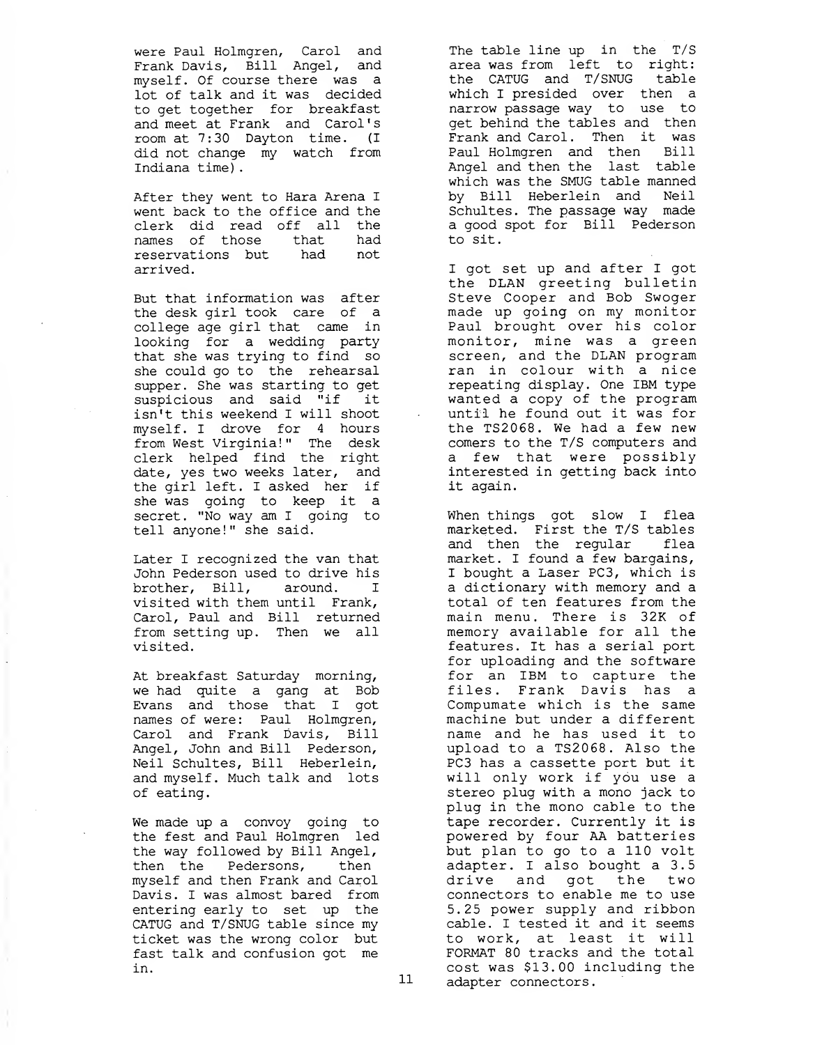were Paul Holmgren, Carol and Frank Davis, Bill Angel, and myself. Of course there was a lot of talk and it was decided to get together for breakfast and meet at Frank and Carol's room at 7:30 Dayton time. (I did not change my watch from Indiana time).

After they went to Hara Arena I went back to the office and the clerk did read off all the names of those that had reservations but had not arrived.

But that information was after the desk girl took care of a college age girl that came in looking for a wedding party that she was trying to find so she could go to the rehearsal supper. She was starting to get suspicious and said "if it isn't this weekend I will shoot myself. I drove for 4 hours from West Virginia!" The desk clerk helped find the right date, yes two weeks later, and the girl left. I asked her if she was going to keep it a secret. "No way am I going to tell anyone!" she said.

Later I recognized the van that John Pederson used to drive his brother, Bill, around. I visited with them until Frank, Carol, Paul and Bill returned from setting up. Then we all visited.

At breakfast Saturday morning, we had quite a gang at Bob Evans and those that I got names of were: Paul Holmgren, Carol and Frank Davis, Bill Angel, John and Bill Pederson, Neil Schultes, Bill Heberlein, and myself. Much talk and lots of eating.

We made up a convoy going to the fest and Paul Holmgren led the way followed by Bill Angel, then the Pedersons, then myself and then Frank and Carol Davis. I was almost bared from entering early to set up the CATUG and T/SNUG table since my ticket was the wrong color but fast talk and confusion got me in.

The table line up in the T/S area was from left to right: the CATUG and T/SNUG table which I presided over then a narrow passage way to use to get behind the tables and then Frank and Carol. Then it was Paul Holmgren and then Bill Angel and then the last table which was the SMUG table manned by Bill Heberlein and Neil Schultes. The passage way made a good spot for Bill Pederson to sit.

I got set up and after I got the DLAN greeting bulletin Steve Cooper and Bob Swoger made up going on my monitor Paul brought over his color monitor, mine was a green screen, and the DLAN program ran in colour with a nice repeating display. One IBM type wanted a copy of the program until he found out it was for the TS2068. We had a few new comers to the T/S computers and a few that were possibly interested in getting back into it again.

When things got slow I flea marketed. First the T/S tables and then the regular flea market. I found a few bargains, I bought a Laser PC3, which is a dictionary with memory and a total of ten features from the main menu. There is 32K of memory available for all the features. It has a serial port for uploading and the software for an IBM to capture the files. Frank Davis has a Compumate which is the same machine but under a different name and he has used it to upload to a TS2068. Also the PC3 has a cassette port but it will only work if you use a stereo plug with a mono jack to plug in the mono cable to the tape recorder. Currently it is powered by four AA batteries but plan to go to a 110 volt adapter. I also bought a 3.5 drive and got the two connectors to enable me to use 5.25 power supply and ribbon cable. I tested it and it seems to work, at least it will FORMAT 80 tracks and the total cost was $13.00 including the adapter connectors.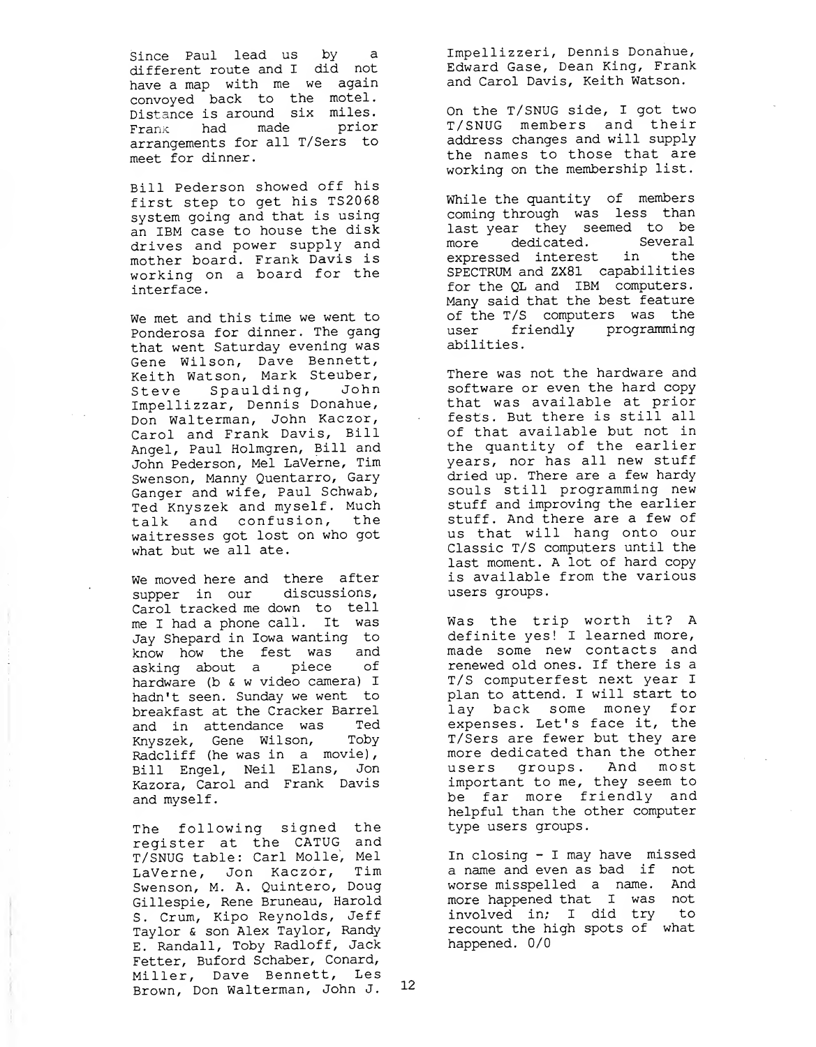Since Paul lead us by a different route and I did not have a map with me we again convoyed back to the motel. Distance is around six miles. Frank had made prior arrangements for all T/Sers to meet for dinner.

Bill Pederson showed off his first step to get his TS2068 system going and that is using an IBM case to house the disk drives and power supply and mother board. Frank Davis is working on a board for the interface.

We met and this time we went to Ponderosa for dinner. The gang that went Saturday evening was Gene Wilson, Dave Bennett, Keith Watson, Mark Steuber, Steve Spaulding, John Impellizzar, Dennis Donahue, Don Walterman, John Kaczor, Carol and Frank Davis, Bill Angel, Paul Holmgren, Bill and John Pederson, Mel LaVerne, Tim Swenson, Manny Quentarro, Gary Ganger and wife, Paul Schwab, Ted Knyszek and myself. Much talk and confusion, the waitresses got lost on who got what but we all ate.

We moved here and there after supper in our discussions, Carol tracked me down to tell me I had a phone call. It was Jay Shepard in Iowa wanting to know how the fest was and asking about a piece of hardware (b & w video camera) I hadn't seen. Sunday we went to breakfast at the Cracker Barrel and in attendance was Ted Knyszek, Gene Wilson, Toby Radcliff (he was in a movie), Bill Engel, Neil Elans, Jon Kazora, Carol and Frank Davis and myself.

The following signed the register at the CATUG and T/SNUG table: Carl Mollé, Mel LaVerne, Jon Kaczor, Tim Swenson, M. A. Quintero, Doug Gillespie, Rene Bruneau, Harold S. Crum, Kipo Reynolds, Jeff Taylor & son Alex Taylor, Randy E. Randall, Toby Radloff, Jack Fetter, Buford Schaber, Conard, Miller, Dave Bennett, Les Brown, Don Walterman, John J. Impellizzeri, Dennis Donahue, Edward Gase, Dean King, Frank and Carol Davis, Keith Watson.

On the T/SNUG side, I got two T/SNUG members and their address changes and will supply the names to those that are working on the membership list.

While the quantity of members coming through was less than last year they seemed to be more dedicated. Several expressed interest in the SPECTRUM and ZX81 capabilities for the QL and IBM computers. Many said that the best feature of the T/S computers was the user friendly programming abilities.

There was not the hardware and software or even the hard copy that was available at prior fests. But there is still all of that available but not in the quantity of the earlier years, nor has all new stuff dried up. There are a few hardy souls still programming new stuff and improving the earlier stuff. And there are a few of us that will hang onto our Classic T/S computers until the last moment. A lot of hard copy is available from the various users groups.

Was the trip worth it? A definite yes! I learned more, made some new contacts and renewed old ones. If there is a T/S computerfest next year I plan to attend. I will start to lay back some money for expenses. Let's face it, the T/Sers are fewer but they are more dedicated than the other users groups. And most important to me, they seem to be far more friendly and helpful than the other computer type users groups.

In closing - I may have missed a name and even as bad if not worse misspelled a name. And more happened that I was not involved in; I did try to recount the high spots of what happened. 0/0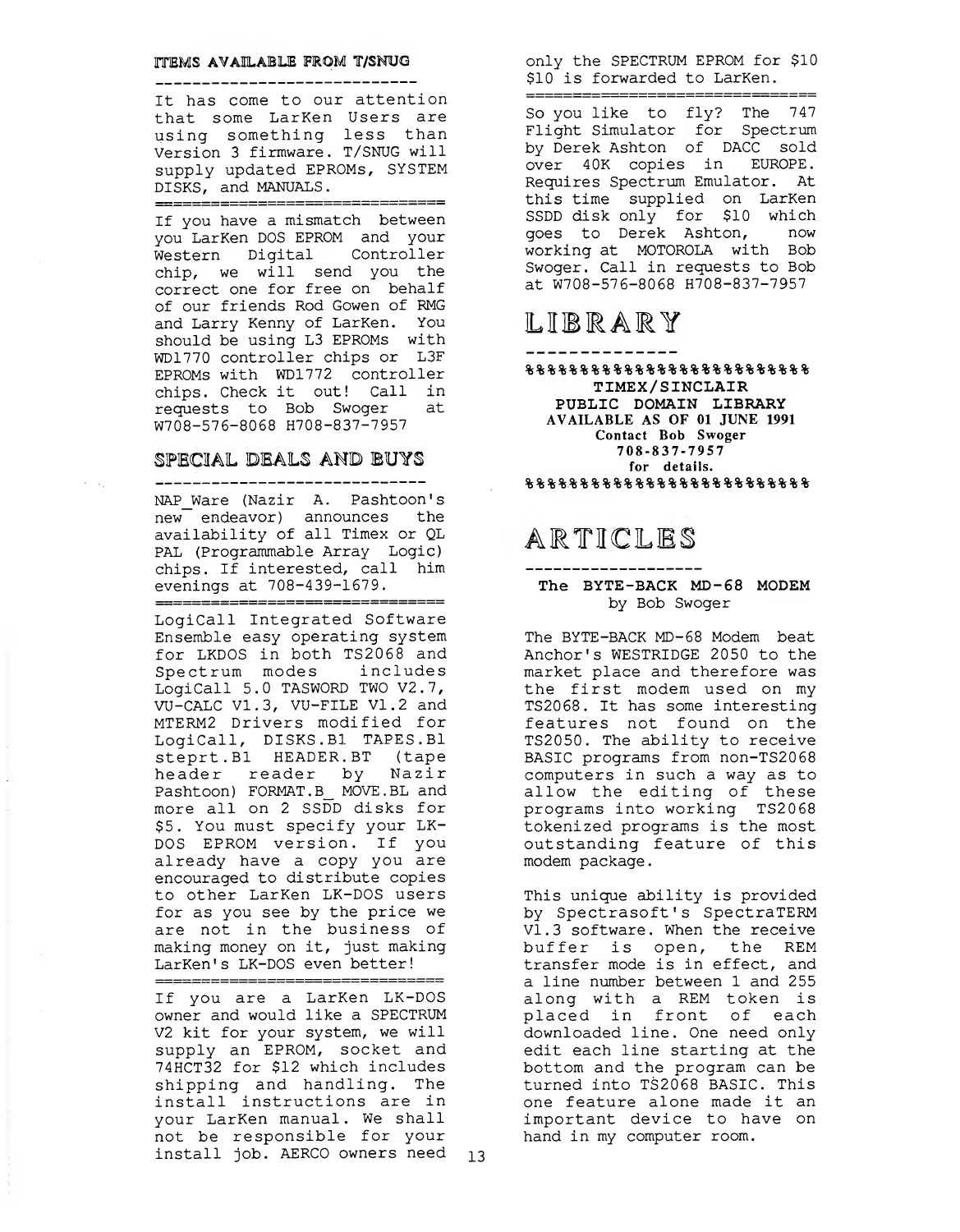## ITEMS AVAILABLE FROM T/SNUG

It has come to our attention that some LarKen Users are using something less than Version 3 firmware. T/SNUG will supply updated EPROMs, SYSTEM DISKS, and MANUALS.

---

If you have a mismatch between you LarKen DOS EPROM and your Western Digital Controller chip, we will send you the correct one for free on behalf of our friends Rod Gowen of RMG and Larry Kenny of LarKen. You should be using L3 EPROMs with WD1770 controller chips or L3F EPROMs with WD1772 controller chips. Check it out! Call in requests to Bob Swoger at W708-576-8068 H708-837-7957

## SPECIAL DEALS AND BUYS

NAP_Ware (Nazir A. Pashtoon's new endeavor) announces the availability of all Timex or QL PAL (Programmable Array Logic) chips. If interested, call him evenings at 708-439-1679.

---

LogiCall Integrated Software Ensemble easy operating system for LKDOS in both TS2068 and Spectrum modes includes LogiCall 5.0 TASWORD TWO V2.7, VU-CALC V1.3, VU-FILE V1.2 and MTERM2 Drivers modified for LogiCall, DISKS.B1 TAPES.B1 steprt.B1 HEADER.BT (tape header reader by Nazir Pashtoon) FORMAT.B_ MOVE.BL and more all on 2 SSDD disks for $5. You must specify your LK-DOS EPROM version. If you already have a copy you are encouraged to distribute copies to other LarKen LK-DOS users for as you see by the price we are not in the business of making money on it, just making LarKen's LK-DOS even better!

---

If you are a LarKen LK-DOS owner and would like a SPECTRUM V2 kit for your system, we will supply an EPROM, socket and 74HCT32 for $12 which includes shipping and handling. The install instructions are in your LarKen manual. We shall not be responsible for your install job. AERCO owners need only the SPECTRUM EPROM for $10 $10 is forwarded to LarKen.

---

So you like to fly? The 747 Flight Simulator for Spectrum by Derek Ashton of DACC sold over 40K copies in EUROPE. Requires Spectrum Emulator. At this time supplied on LarKen SSDD disk only for $10 which goes to Derek Ashton, now working at MOTOROLA with Bob Swoger. Call in requests to Bob at W708-576-8068 H708-837-7957

# LIBRARY

%%%%%%%%%%%%%%%%%%%%%%%%%%

**TIMEX/SINCLAIR**
**PUBLIC DOMAIN LIBRARY**
**AVAILABLE AS OF 01 JUNE 1991**
**Contact Bob Swoger**
**708-837-7957**
**for details.**

%%%%%%%%%%%%%%%%%%%%%%%%%%

# ARTICLES

### The BYTE-BACK MD-68 MODEM
by Bob Swoger

The BYTE-BACK MD-68 Modem beat Anchor's WESTRIDGE 2050 to the market place and therefore was the first modem used on my TS2068. It has some interesting features not found on the TS2050. The ability to receive BASIC programs from non-TS2068 computers in such a way as to allow the editing of these programs into working TS2068 tokenized programs is the most outstanding feature of this modem package.

This unique ability is provided by Spectrasoft's SpectraTERM V1.3 software. When the receive buffer is open, the REM transfer mode is in effect, and a line number between 1 and 255 along with a REM token is placed in front of each downloaded line. One need only edit each line starting at the bottom and the program can be turned into TS2068 BASIC. This one feature alone made it an important device to have on hand in my computer room.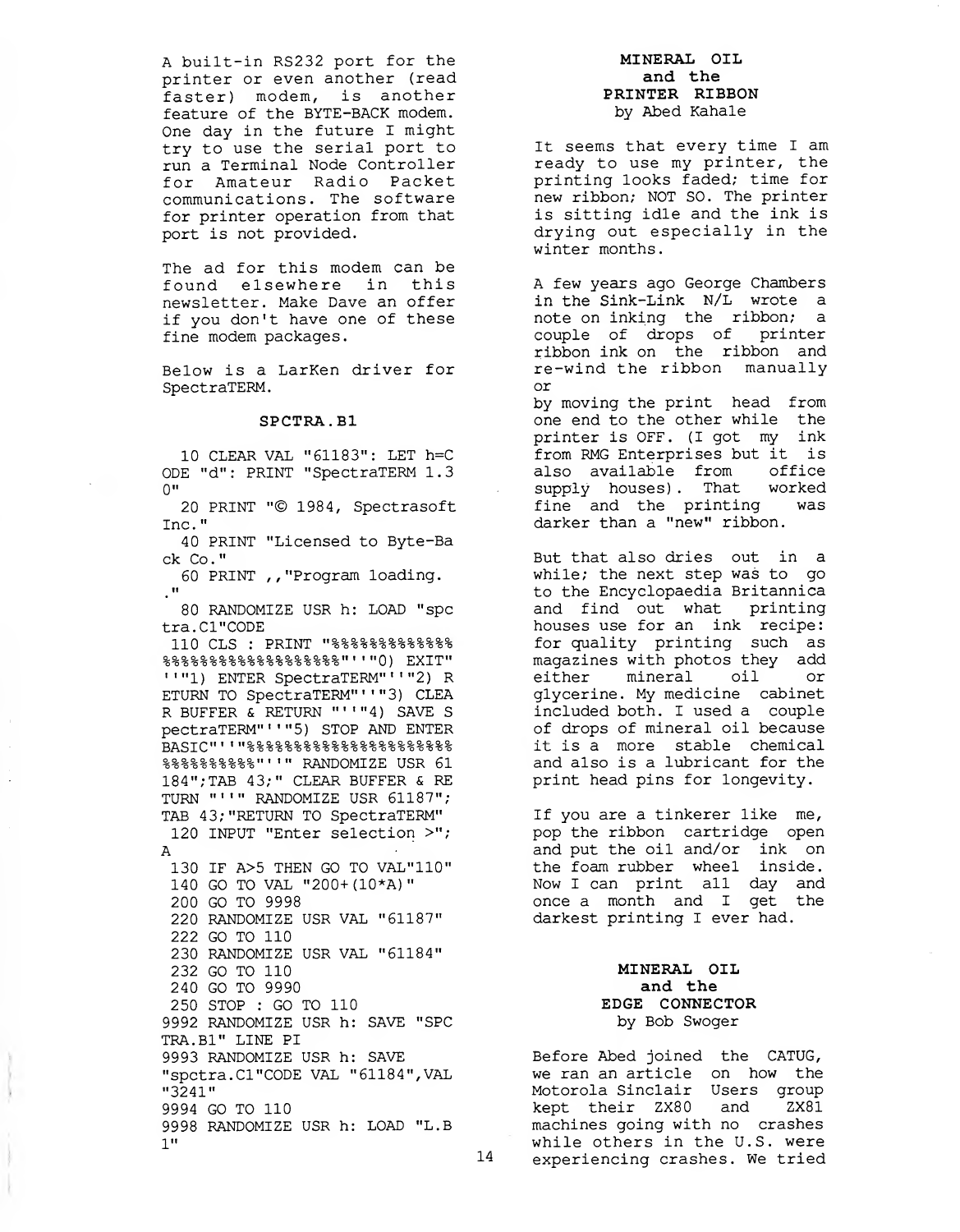A built-in RS232 port for the printer or even another (read faster) modem, is another feature of the BYTE-BACK modem. One day in the future I might try to use the serial port to run a Terminal Node Controller for Amateur Radio Packet communications. The software for printer operation from that port is not provided.

The ad for this modem can be found elsewhere in this newsletter. Make Dave an offer if you don't have one of these fine modem packages.

Below is a LarKen driver for SpectraTERM.

### SPCTRA.B1

```
  10 CLEAR VAL "61183": LET h=C
ODE "d": PRINT "SpectraTERM 1.3
0"
  20 PRINT "© 1984, Spectrasoft
Inc."
  40 PRINT "Licensed to Byte-Ba
ck Co."
  60 PRINT ,,"Program loading.
."
  80 RANDOMIZE USR h: LOAD "spc
tra.C1"CODE
 110 CLS : PRINT "%%%%%%%%%%%%%
%%%%%%%%%%%%%%%%%%%"''"0) EXIT"
''"1) ENTER SpectraTERM"''"2) R
ETURN TO SpectraTERM"''"3) CLEA
R BUFFER & RETURN "''"4) SAVE S
pectraTERM"''"5) STOP AND ENTER
BASIC"''"%%%%%%%%%%%%%%%%%%%%%%
%%%%%%%%%%"''" RANDOMIZE USR 61
184";TAB 43;" CLEAR BUFFER & RE
TURN "''" RANDOMIZE USR 61187";
TAB 43;"RETURN TO SpectraTERM"
 120 INPUT "Enter selection >";
A
 130 IF A>5 THEN GO TO VAL"110"
 140 GO TO VAL "200+(10*A)"
 200 GO TO 9998
 220 RANDOMIZE USR VAL "61187"
 222 GO TO 110
 230 RANDOMIZE USR VAL "61184"
 232 GO TO 110
 240 GO TO 9990
 250 STOP : GO TO 110
9992 RANDOMIZE USR h: SAVE "SPC
TRA.B1" LINE PI
9993 RANDOMIZE USR h: SAVE
"spctra.C1"CODE VAL "61184",VAL
"3241"
9994 GO TO 110
9998 RANDOMIZE USR h: LOAD "L.B
1"
```

## MINERAL OIL and the PRINTER RIBBON

by Abed Kahale

It seems that every time I am ready to use my printer, the printing looks faded; time for new ribbon; NOT SO. The printer is sitting idle and the ink is drying out especially in the winter months.

A few years ago George Chambers in the Sink-Link N/L wrote a note on inking the ribbon; a couple of drops of printer ribbon ink on the ribbon and re-wind the ribbon manually or by moving the print head from one end to the other while the printer is OFF. (I got my ink from RMG Enterprises but it is also available from office supply houses). That worked fine and the printing was darker than a "new" ribbon.

But that also dries out in a while; the next step was to go to the Encyclopaedia Britannica and find out what printing houses use for an ink recipe: for quality printing such as magazines with photos they add either mineral oil or glycerine. My medicine cabinet included both. I used a couple of drops of mineral oil because it is a more stable chemical and also is a lubricant for the print head pins for longevity.

If you are a tinkerer like me, pop the ribbon cartridge open and put the oil and/or ink on the foam rubber wheel inside. Now I can print all day and once a month and I get the darkest printing I ever had.

## MINERAL OIL and the EDGE CONNECTOR

by Bob Swoger

Before Abed joined the CATUG, we ran an article on how the Motorola Sinclair Users group kept their ZX80 and ZX81 machines going with no crashes while others in the U.S. were experiencing crashes. We tried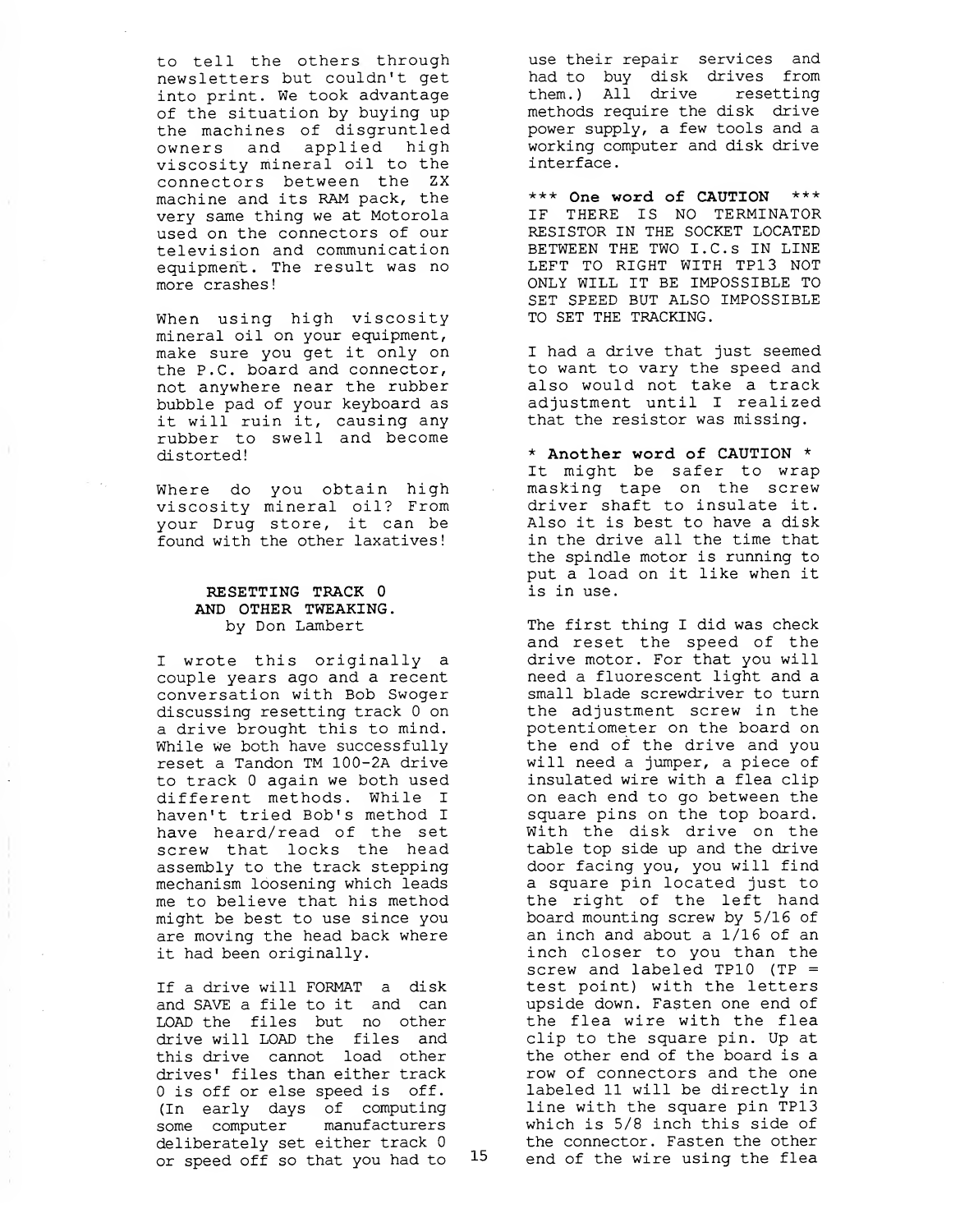to tell the others through newsletters but couldn't get into print. We took advantage of the situation by buying up the machines of disgruntled owners and applied high viscosity mineral oil to the connectors between the ZX machine and its RAM pack, the very same thing we at Motorola used on the connectors of our television and communication equipment. The result was no more crashes!

When using high viscosity mineral oil on your equipment, make sure you get it only on the P.C. board and connector, not anywhere near the rubber bubble pad of your keyboard as it will ruin it, causing any rubber to swell and become distorted!

Where do you obtain high viscosity mineral oil? From your Drug store, it can be found with the other laxatives!

## RESETTING TRACK 0 AND OTHER TWEAKING.

by Don Lambert

I wrote this originally a couple years ago and a recent conversation with Bob Swoger discussing resetting track 0 on a drive brought this to mind. While we both have successfully reset a Tandon TM 100-2A drive to track 0 again we both used different methods. While I haven't tried Bob's method I have heard/read of the set screw that locks the head assembly to the track stepping mechanism loosening which leads me to believe that his method might be best to use since you are moving the head back where it had been originally.

If a drive will FORMAT a disk and SAVE a file to it and can LOAD the files but no other drive will LOAD the files and this drive cannot load other drives' files than either track 0 is off or else speed is off. (In early days of computing some computer manufacturers deliberately set either track 0 or speed off so that you had to use their repair services and had to buy disk drives from them.) All drive resetting methods require the disk drive power supply, a few tools and a working computer and disk drive interface.

**\*\*\* One word of CAUTION \*\*\***
IF THERE IS NO TERMINATOR RESISTOR IN THE SOCKET LOCATED BETWEEN THE TWO I.C.s IN LINE LEFT TO RIGHT WITH TP13 NOT ONLY WILL IT BE IMPOSSIBLE TO SET SPEED BUT ALSO IMPOSSIBLE TO SET THE TRACKING.

I had a drive that just seemed to want to vary the speed and also would not take a track adjustment until I realized that the resistor was missing.

**\* Another word of CAUTION \***
It might be safer to wrap masking tape on the screw driver shaft to insulate it. Also it is best to have a disk in the drive all the time that the spindle motor is running to put a load on it like when it is in use.

The first thing I did was check and reset the speed of the drive motor. For that you will need a fluorescent light and a small blade screwdriver to turn the adjustment screw in the potentiometer on the board on the end of the drive and you will need a jumper, a piece of insulated wire with a flea clip on each end to go between the square pins on the top board. With the disk drive on the table top side up and the drive door facing you, you will find a square pin located just to the right of the left hand board mounting screw by 5/16 of an inch and about a 1/16 of an inch closer to you than the screw and labeled TP10 (TP = test point) with the letters upside down. Fasten one end of the flea wire with the flea clip to the square pin. Up at the other end of the board is a row of connectors and the one labeled 11 will be directly in line with the square pin TP13 which is 5/8 inch this side of the connector. Fasten the other end of the wire using the flea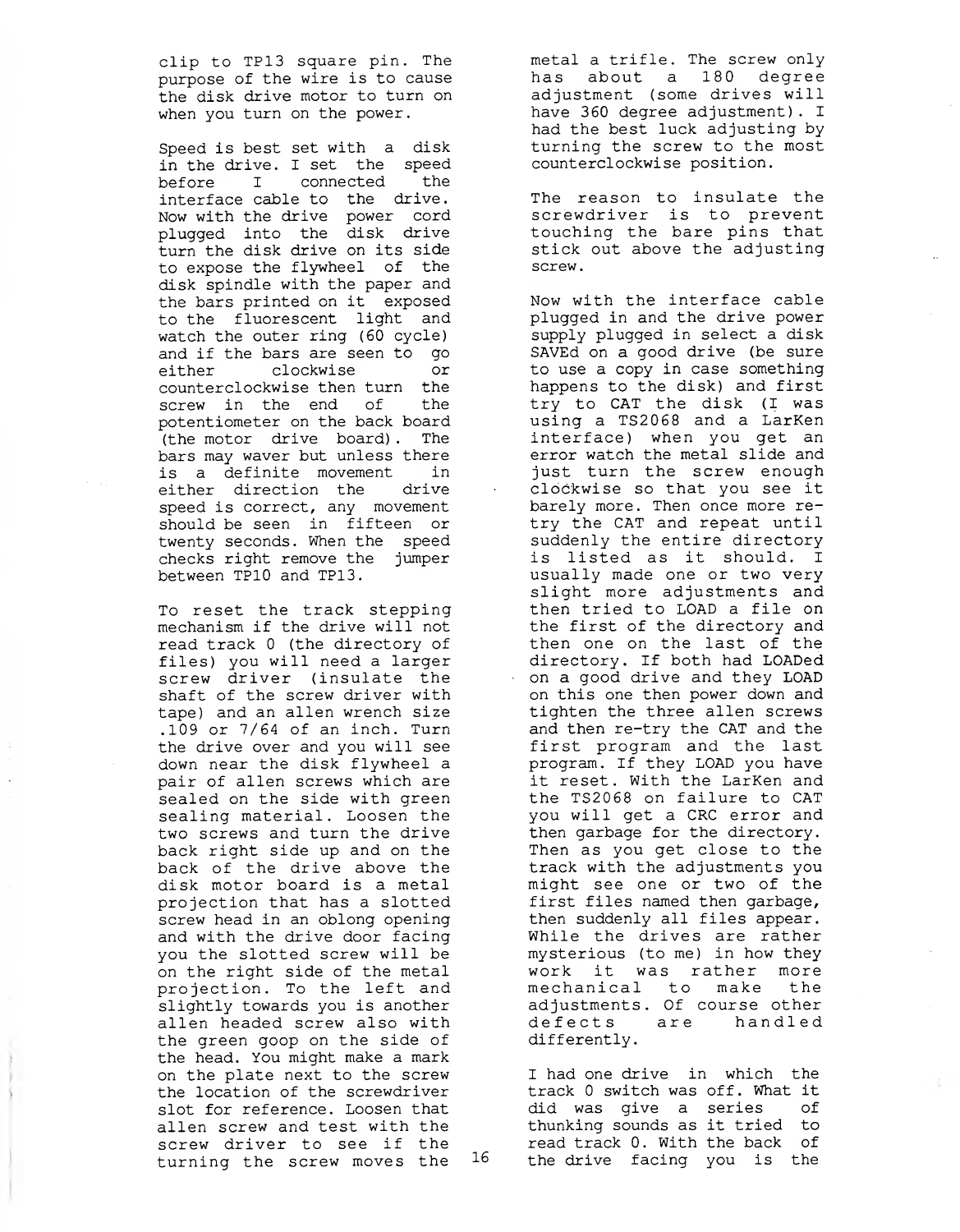clip to TP13 square pin. The purpose of the wire is to cause the disk drive motor to turn on when you turn on the power.

Speed is best set with a disk in the drive. I set the speed before I connected the interface cable to the drive. Now with the drive power cord plugged into the disk drive turn the disk drive on its side to expose the flywheel of the disk spindle with the paper and the bars printed on it exposed to the fluorescent light and watch the outer ring (60 cycle) and if the bars are seen to go either clockwise or counterclockwise then turn the screw in the end of the potentiometer on the back board (the motor drive board). The bars may waver but unless there is a definite movement in either direction the drive speed is correct, any movement should be seen in fifteen or twenty seconds. When the speed checks right remove the jumper between TP10 and TP13.

To reset the track stepping mechanism if the drive will not read track 0 (the directory of files) you will need a larger screw driver (insulate the shaft of the screw driver with tape) and an allen wrench size .109 or 7/64 of an inch. Turn the drive over and you will see down near the disk flywheel a pair of allen screws which are sealed on the side with green sealing material. Loosen the two screws and turn the drive back right side up and on the back of the drive above the disk motor board is a metal projection that has a slotted screw head in an oblong opening and with the drive door facing you the slotted screw will be on the right side of the metal projection. To the left and slightly towards you is another allen headed screw also with the green goop on the side of the head. You might make a mark on the plate next to the screw the location of the screwdriver slot for reference. Loosen that allen screw and test with the screw driver to see if the turning the screw moves the metal a trifle. The screw only has about a 180 degree adjustment (some drives will have 360 degree adjustment). I had the best luck adjusting by turning the screw to the most counterclockwise position.

The reason to insulate the screwdriver is to prevent touching the bare pins that stick out above the adjusting screw.

Now with the interface cable plugged in and the drive power supply plugged in select a disk SAVEd on a good drive (be sure to use a copy in case something happens to the disk) and first try to CAT the disk (I was using a TS2068 and a LarKen interface) when you get an error watch the metal slide and just turn the screw enough clockwise so that you see it barely more. Then once more re-try the CAT and repeat until suddenly the entire directory is listed as it should. I usually made one or two very slight more adjustments and then tried to LOAD a file on the first of the directory and then one on the last of the directory. If both had LOADed on a good drive and they LOAD on this one then power down and tighten the three allen screws and then re-try the CAT and the first program and the last program. If they LOAD you have it reset. With the LarKen and the TS2068 on failure to CAT you will get a CRC error and then garbage for the directory. Then as you get close to the track with the adjustments you might see one or two of the first files named then garbage, then suddenly all files appear. While the drives are rather mysterious (to me) in how they work it was rather more mechanical to make the adjustments. Of course other defects are handled differently.

I had one drive in which the track 0 switch was off. What it did was give a series of thunking sounds as it tried to read track 0. With the back of the drive facing you is the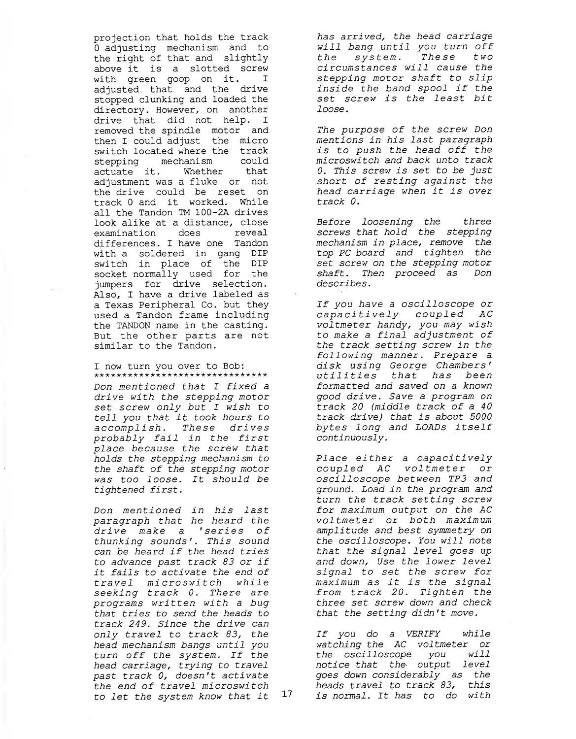projection that holds the track 0 adjusting mechanism and to the right of that and slightly above it is a slotted screw with green goop on it. I adjusted that and the drive stopped clunking and loaded the directory. However, on another drive that did not help. I removed the spindle motor and then I could adjust the micro switch located where the track stepping mechanism could actuate it. Whether that adjustment was a fluke or not the drive could be reset on track 0 and it worked. While all the Tandon TM 100-2A drives look alike at a distance, close examination does reveal differences. I have one Tandon with a soldered in gang DIP switch in place of the DIP socket normally used for the jumpers for drive selection. Also, I have a drive labeled as a Texas Peripheral Co. but they used a Tandon frame including the TANDON name in the casting. But the other parts are not similar to the Tandon.

I now turn you over to Bob:
********************************

*Don mentioned that I fixed a drive with the stepping motor set screw only but I wish to tell you that it took hours to accomplish. These drives probably fail in the first place because the screw that holds the stepping mechanism to the shaft of the stepping motor was too loose. It should be tightened first.*

*Don mentioned in his last paragraph that he heard the drive make a 'series of thunking sounds'. This sound can be heard if the head tries to advance past track 83 or if it fails to activate the end of travel microswitch while seeking track 0. There are programs written with a bug that tries to send the heads to track 249. Since the drive can only travel to track 83, the head mechanism bangs until you turn off the system. If the head carriage, trying to travel past track 0, doesn't activate the end of travel microswitch to let the system know that it has arrived, the head carriage will bang until you turn off the system. These two circumstances will cause the stepping motor shaft to slip inside the band spool if the set screw is the least bit loose.*

*The purpose of the screw Don mentions in his last paragraph is to push the head off the microswitch and back unto track 0. This screw is set to be just short of resting against the head carriage when it is over track 0.*

*Before loosening the three screws that hold the stepping mechanism in place, remove the top PC board and tighten the set screw on the stepping motor shaft. Then proceed as Don describes.*

*If you have a oscilloscope or capacitively coupled AC voltmeter handy, you may wish to make a final adjustment of the track setting screw in the following manner. Prepare a disk using George Chambers' utilities that has been formatted and saved on a known good drive. Save a program on track 20 (middle track of a 40 track drive) that is about 5000 bytes long and LOADs itself continuously.*

*Place either a capacitively coupled AC voltmeter or oscilloscope between TP3 and ground. Load in the program and turn the track setting screw for maximum output on the AC voltmeter or both maximum amplitude and best symmetry on the oscilloscope. You will note that the signal level goes up and down, Use the lower level signal to set the screw for maximum as it is the signal from track 20. Tighten the three set screw down and check that the setting didn't move.*

*If you do a VERIFY while watching the AC voltmeter or the oscilloscope you will notice that the output level goes down considerably as the heads travel to track 83, this is normal. It has to do with*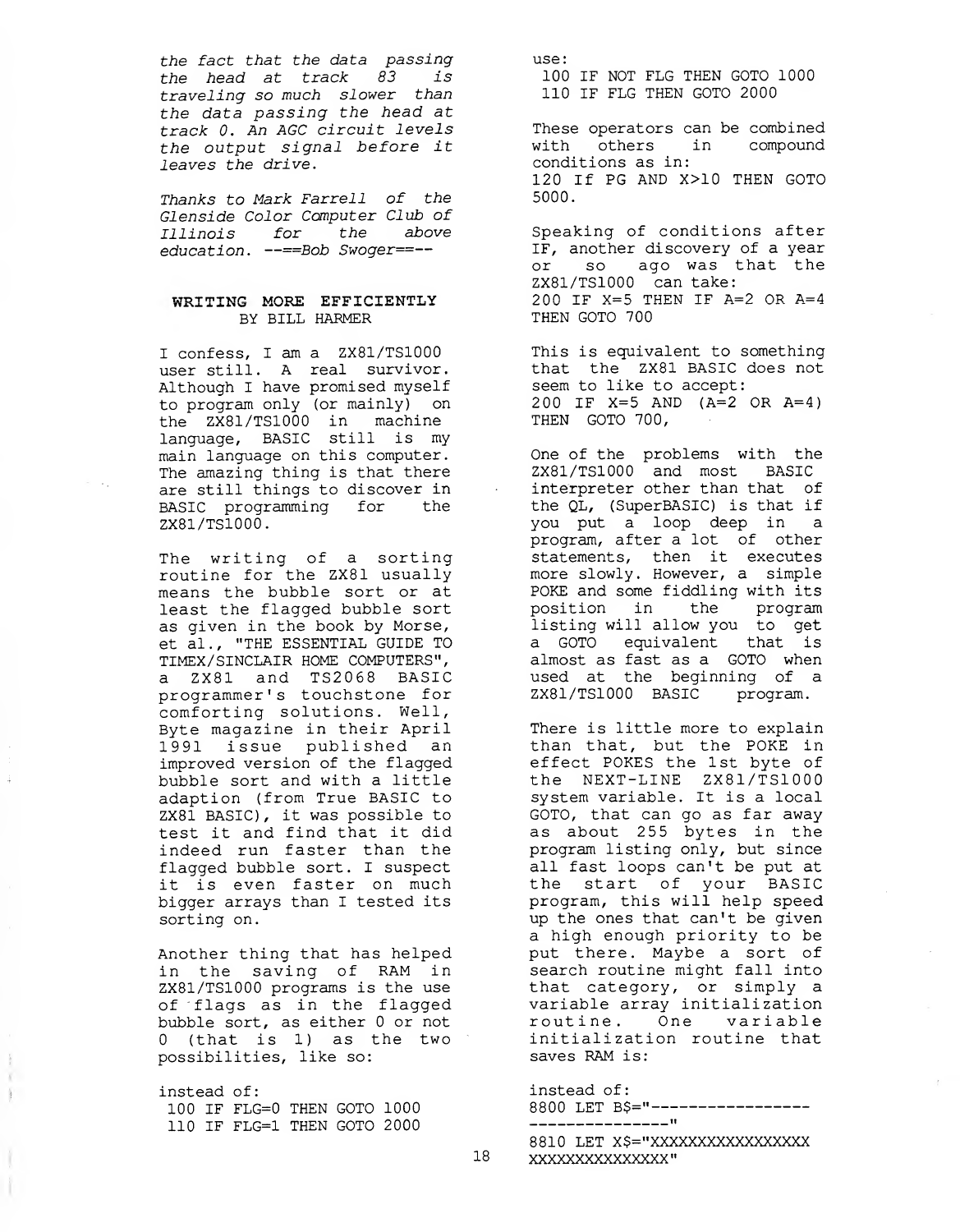*the fact that the data passing the head at track 83 is traveling so much slower than the data passing the head at track 0. An AGC circuit levels the output signal before it leaves the drive.*

*Thanks to Mark Farrell of the Glenside Color Computer Club of Illinois for the above education. --==Bob Swoger==--*

## WRITING MORE EFFICIENTLY

BY BILL HARMER

I confess, I am a ZX81/TS1000 user still. A real survivor. Although I have promised myself to program only (or mainly) on the ZX81/TS1000 in machine language, BASIC still is my main language on this computer. The amazing thing is that there are still things to discover in BASIC programming for the ZX81/TS1000.

The writing of a sorting routine for the ZX81 usually means the bubble sort or at least the flagged bubble sort as given in the book by Morse, et al., "THE ESSENTIAL GUIDE TO TIMEX/SINCLAIR HOME COMPUTERS", a ZX81 and TS2068 BASIC programmer's touchstone for comforting solutions. Well, Byte magazine in their April 1991 issue published an improved version of the flagged bubble sort and with a little adaption (from True BASIC to ZX81 BASIC), it was possible to test it and find that it did indeed run faster than the flagged bubble sort. I suspect it is even faster on much bigger arrays than I tested its sorting on.

Another thing that has helped in the saving of RAM in ZX81/TS1000 programs is the use of flags as in the flagged bubble sort, as either 0 or not 0 (that is 1) as the two possibilities, like so:

instead of:

```
100 IF FLG=0 THEN GOTO 1000
110 IF FLG=1 THEN GOTO 2000
```

use:

```
100 IF NOT FLG THEN GOTO 1000
110 IF FLG THEN GOTO 2000
```

These operators can be combined with others in compound conditions as in:

```
120 If PG AND X>10 THEN GOTO 5000.
```

Speaking of conditions after IF, another discovery of a year or so ago was that the ZX81/TS1000 can take:

```
200 IF X=5 THEN IF A=2 OR A=4 THEN GOTO 700
```

This is equivalent to something that the ZX81 BASIC does not seem to like to accept:

```
200 IF X=5 AND (A=2 OR A=4) THEN GOTO 700,
```

One of the problems with the ZX81/TS1000 and most BASIC interpreter other than that of the QL, (SuperBASIC) is that if you put a loop deep in a program, after a lot of other statements, then it executes more slowly. However, a simple POKE and some fiddling with its position in the program listing will allow you to get a GOTO equivalent that is almost as fast as a GOTO when used at the beginning of a ZX81/TS1000 BASIC program.

There is little more to explain than that, but the POKE in effect POKES the 1st byte of the NEXT-LINE ZX81/TS1000 system variable. It is a local GOTO, that can go as far away as about 255 bytes in the program listing only, but since all fast loops can't be put at the start of your BASIC program, this will help speed up the ones that can't be given a high enough priority to be put there. Maybe a sort of search routine might fall into that category, or simply a variable array initialization routine. One variable initialization routine that saves RAM is:

instead of:

```
8800 LET B$="-----------------
---------------"
8810 LET X$="XXXXXXXXXXXXXXXXX
XXXXXXXXXXXXXXX"
```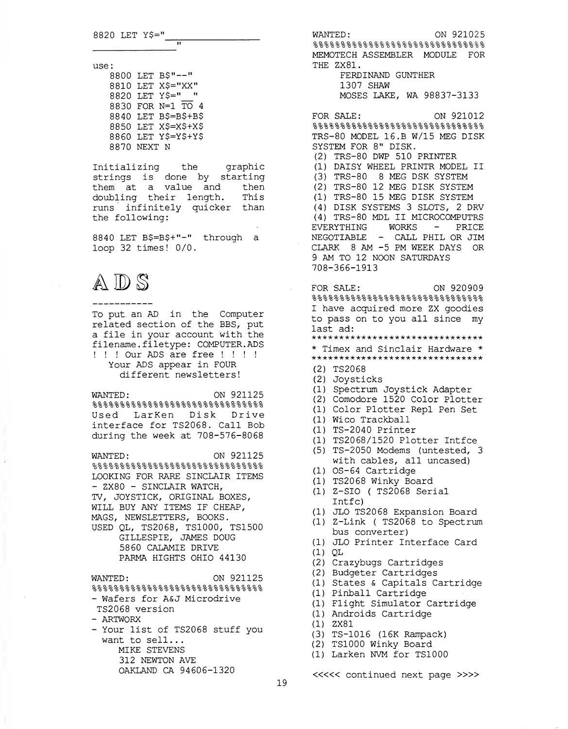```
8820 LET Y$="________________
________________"
```

use:

```
8800 LET B$"--"
8810 LET X$="XX"
8820 LET Y$="__"
8830 FOR N=1 TO 4
8840 LET B$=B$+B$
8850 LET X$=X$+X$
8860 LET Y$=Y$+Y$
8870 NEXT N
```

Initializing the graphic strings is done by starting them at a value and then doubling their length. This runs infinitely quicker than the following:

8840 LET B$=B$+"-" through a loop 32 times! 0/0.

# ADS

-----------

To put an AD in the Computer related section of the BBS, put a file in your account with the filename.filetype: COMPUTER.ADS ! ! ! Our ADS are free ! ! ! ! Your ADS appear in FOUR different newsletters!

WANTED: ON 921125
%%%%%%%%%%%%%%%%%%%%%%%%%%%%%%%
Used LarKen Disk Drive interface for TS2068. Call Bob during the week at 708-576-8068

WANTED: ON 921125
%%%%%%%%%%%%%%%%%%%%%%%%%%%%%%%
LOOKING FOR RARE SINCLAIR ITEMS - ZX80 - SINCLAIR WATCH, TV, JOYSTICK, ORIGINAL BOXES, WILL BUY ANY ITEMS IF CHEAP, MAGS, NEWSLETTERS, BOOKS.
USED QL, TS2068, TS1000, TS1500
GILLESPIE, JAMES DOUG
5860 CALAMIE DRIVE
PARMA HIGHTS OHIO 44130

WANTED: ON 921125
%%%%%%%%%%%%%%%%%%%%%%%%%%%%%%%
- Wafers for A&J Microdrive TS2068 version
- ARTWORX
- Your list of TS2068 stuff you want to sell...
MIKE STEVENS
312 NEWTON AVE
OAKLAND CA 94606-1320

WANTED: ON 921025
%%%%%%%%%%%%%%%%%%%%%%%%%%%%%%%
MEMOTECH ASSEMBLER MODULE FOR THE ZX81.
FERDINAND GUNTHER
1307 SHAW
MOSES LAKE, WA 98837-3133

FOR SALE: ON 921012
%%%%%%%%%%%%%%%%%%%%%%%%%%%%%%%
TRS-80 MODEL 16.B W/15 MEG DISK SYSTEM FOR 8" DISK.
(2) TRS-80 DWP 510 PRINTER
(1) DAISY WHEEL PRINTR MODEL II
(3) TRS-80 8 MEG DSK SYSTEM
(2) TRS-80 12 MEG DISK SYSTEM
(1) TRS-80 15 MEG DISK SYSTEM
(4) DISK SYSTEMS 3 SLOTS, 2 DRV
(4) TRS-80 MDL II MICROCOMPUTRS
EVERYTHING WORKS - PRICE NEGOTIABLE - CALL PHIL OR JIM CLARK 8 AM -5 PM WEEK DAYS OR 9 AM TO 12 NOON SATURDAYS
708-366-1913

FOR SALE: ON 920909
%%%%%%%%%%%%%%%%%%%%%%%%%%%%%%%
I have acquired more ZX goodies to pass on to you all since my last ad:

*******************************
* Timex and Sinclair Hardware *
*******************************

(2) TS2068
(2) Joysticks
(1) Spectrum Joystick Adapter
(2) Comodore 1520 Color Plotter
(1) Color Plotter Repl Pen Set
(1) Wico Trackball
(1) TS-2040 Printer
(1) TS2068/1520 Plotter Intfce
(5) TS-2050 Modems (untested, 3 with cables, all uncased)
(1) OS-64 Cartridge
(1) TS2068 Winky Board
(1) Z-SIO ( TS2068 Serial Intfc)
(1) JLO TS2068 Expansion Board
(1) Z-Link ( TS2068 to Spectrum bus converter)
(1) JLO Printer Interface Card
(1) QL
(2) Crazybugs Cartridges
(2) Budgeter Cartridges
(1) States & Capitals Cartridge
(1) Pinball Cartridge
(1) Flight Simulator Cartridge
(1) Androids Cartridge
(1) ZX81
(3) TS-1016 (16K Rampack)
(2) TS1000 Winky Board
(1) Larken NVM for TS1000

<<<<< continued next page >>>>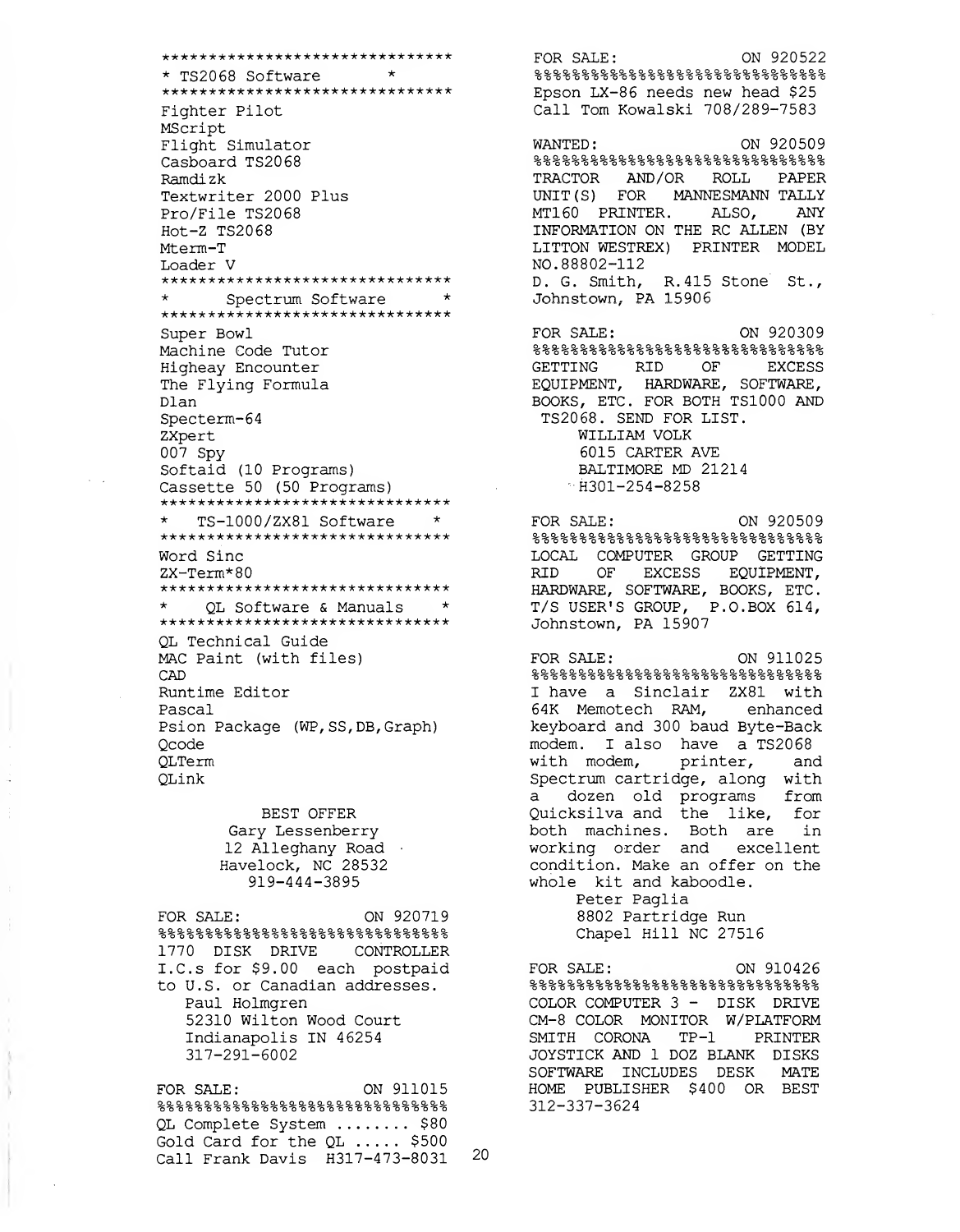*******************************
\* TS2068 Software \*
*******************************

Fighter Pilot
MScript
Flight Simulator
Casboard TS2068
Ramdizk
Textwriter 2000 Plus
Pro/File TS2068
Hot-Z TS2068
Mterm-T
Loader V

*******************************
\* Spectrum Software \*
*******************************

Super Bowl
Machine Code Tutor
Higheay Encounter
The Flying Formula
Dlan
Specterm-64
ZXpert
007 Spy
Softaid (10 Programs)
Cassette 50 (50 Programs)

*******************************
\* TS-1000/ZX81 Software \*
*******************************

Word Sinc
ZX-Term*80

*******************************
\* QL Software & Manuals \*
*******************************

QL Technical Guide
MAC Paint (with files)
CAD
Runtime Editor
Pascal
Psion Package (WP,SS,DB,Graph)
Qcode
QLTerm
QLink

BEST OFFER
Gary Lessenberry
12 Alleghany Road
Havelock, NC 28532
919-444-3895

FOR SALE: ON 920719
%%%%%%%%%%%%%%%%%%%%%%%%%%%%%%

1770 DISK DRIVE CONTROLLER I.C.s for $9.00 each postpaid to U.S. or Canadian addresses.

Paul Holmgren
52310 Wilton Wood Court
Indianapolis IN 46254
317-291-6002

FOR SALE: ON 911015
%%%%%%%%%%%%%%%%%%%%%%%%%%%%%%

QL Complete System ........ $80
Gold Card for the QL ..... $500
Call Frank Davis H317-473-8031

FOR SALE: ON 920522
%%%%%%%%%%%%%%%%%%%%%%%%%%%%%%

Epson LX-86 needs new head $25
Call Tom Kowalski 708/289-7583

WANTED: ON 920509
%%%%%%%%%%%%%%%%%%%%%%%%%%%%%%

TRACTOR AND/OR ROLL PAPER UNIT(S) FOR MANNESMANN TALLY MT160 PRINTER. ALSO, ANY INFORMATION ON THE RC ALLEN (BY LITTON WESTREX) PRINTER MODEL NO.88802-112

D. G. Smith, R.415 Stone St., Johnstown, PA 15906

FOR SALE: ON 920309
%%%%%%%%%%%%%%%%%%%%%%%%%%%%%%

GETTING RID OF EXCESS EQUIPMENT, HARDWARE, SOFTWARE, BOOKS, ETC. FOR BOTH TS1000 AND TS2068. SEND FOR LIST.

WILLIAM VOLK
6015 CARTER AVE
BALTIMORE MD 21214
H301-254-8258

FOR SALE: ON 920509
%%%%%%%%%%%%%%%%%%%%%%%%%%%%%%

LOCAL COMPUTER GROUP GETTING RID OF EXCESS EQUIPMENT, HARDWARE, SOFTWARE, BOOKS, ETC. T/S USER'S GROUP, P.O.BOX 614, Johnstown, PA 15907

FOR SALE: ON 911025
%%%%%%%%%%%%%%%%%%%%%%%%%%%%%%

I have a Sinclair ZX81 with 64K Memotech RAM, enhanced keyboard and 300 baud Byte-Back modem. I also have a TS2068 with modem, printer, and Spectrum cartridge, along with a dozen old programs from Quicksilva and the like, for both machines. Both are in working order and excellent condition. Make an offer on the whole kit and kaboodle.

Peter Paglia
8802 Partridge Run
Chapel Hill NC 27516

FOR SALE: ON 910426
%%%%%%%%%%%%%%%%%%%%%%%%%%%%%%

COLOR COMPUTER 3 - DISK DRIVE CM-8 COLOR MONITOR W/PLATFORM SMITH CORONA TP-1 PRINTER JOYSTICK AND 1 DOZ BLANK DISKS SOFTWARE INCLUDES DESK MATE HOME PUBLISHER $400 OR BEST 312-337-3624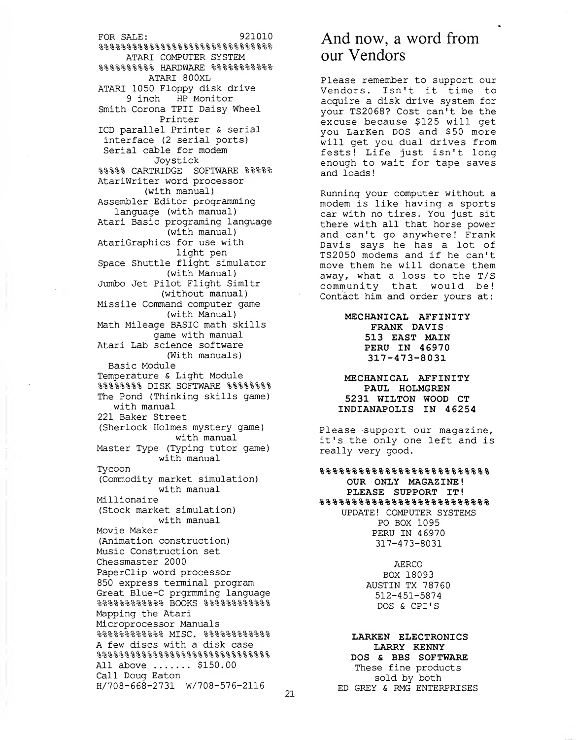FOR SALE: 921010

%%%%%%%%%%%%%%%%%%%%%%%%%%%%%%%%

ATARI COMPUTER SYSTEM

%%%%%%%%%%% HARDWARE %%%%%%%%%%%

ATARI 800XL
ATARI 1050 Floppy disk drive
9 inch HP Monitor
Smith Corona TPII Daisy Wheel Printer
ICD parallel Printer & serial interface (2 serial ports)
Serial cable for modem
Joystick

%%%%% CARTRIDGE SOFTWARE %%%%%

AtariWriter word processor (with manual)
Assembler Editor programming language (with manual)
Atari Basic programing language (with manual)
AtariGraphics for use with light pen
Space Shuttle flight simulator (with Manual)
Jumbo Jet Pilot Flight Simltr (without manual)
Missile Command computer game (with Manual)
Math Mileage BASIC math skills game with manual
Atari Lab science software (With manuals)
Basic Module
Temperature & Light Module

%%%%%%%% DISK SOFTWARE %%%%%%%%

The Pond (Thinking skills game) with manual
221 Baker Street (Sherlock Holmes mystery game) with manual
Master Type (Typing tutor game) with manual
Tycoon (Commodity market simulation) with manual
Millionaire (Stock market simulation) with manual
Movie Maker (Animation construction)
Music Construction set
Chessmaster 2000
PaperClip word processor
850 express terminal program
Great Blue-C prgrmming language

%%%%%%%%%%%% BOOKS %%%%%%%%%%%%

Mapping the Atari
Microprocessor Manuals

%%%%%%%%%%%% MISC. %%%%%%%%%%%%

A few discs with a disk case

%%%%%%%%%%%%%%%%%%%%%%%%%%%%%%%%

All above ....... $150.00
Call Doug Eaton
H/708-668-2731 W/708-576-2116

# And now, a word from our Vendors

Please remember to support our Vendors. Isn't it time to acquire a disk drive system for your TS2068? Cost can't be the excuse because $125 will get you LarKen DOS and $50 more will get you dual drives from fests! Life just isn't long enough to wait for tape saves and loads!

Running your computer without a modem is like having a sports car with no tires. You just sit there with all that horse power and can't go anywhere! Frank Davis says he has a lot of TS2050 modems and if he can't move them he will donate them away, what a loss to the T/S community that would be! Contact him and order yours at:

**MECHANICAL AFFINITY**
**FRANK DAVIS**
**513 EAST MAIN**
**PERU IN 46970**
**317-473-8031**

**MECHANICAL AFFINITY**
**PAUL HOLMGREN**
**5231 WILTON WOOD CT**
**INDIANAPOLIS IN 46254**

Please support our magazine, it's the only one left and is really very good.

%%%%%%%%%%%%%%%%%%%%%%%%%%

**OUR ONLY MAGAZINE!**
**PLEASE SUPPORT IT!**

%%%%%%%%%%%%%%%%%%%%%%%%%%

UPDATE! COMPUTER SYSTEMS
PO BOX 1095
PERU IN 46970
317-473-8031

AERCO
BOX 18093
AUSTIN TX 78760
512-451-5874
DOS & CPI'S

**LARKEN ELECTRONICS**
**LARRY KENNY**
**DOS & BBS SOFTWARE**
These fine products sold by both
ED GREY & RMG ENTERPRISES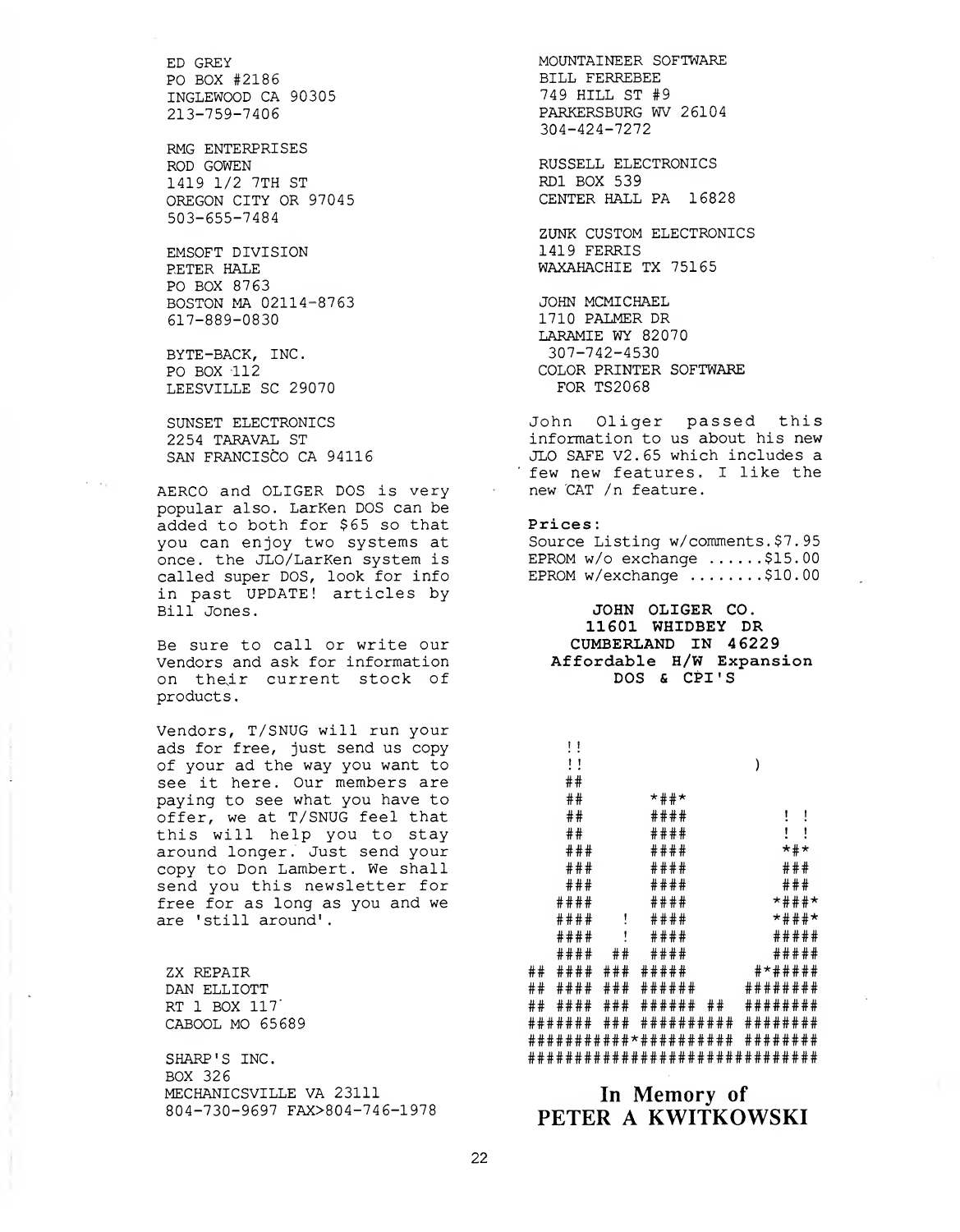ED GREY
PO BOX #2186
INGLEWOOD CA 90305
213-759-7406

RMG ENTERPRISES
ROD GOWEN
1419 1/2 7TH ST
OREGON CITY OR 97045
503-655-7484

EMSOFT DIVISION
PETER HALE
PO BOX 8763
BOSTON MA 02114-8763
617-889-0830

BYTE-BACK, INC.
PO BOX 112
LEESVILLE SC 29070

SUNSET ELECTRONICS
2254 TARAVAL ST
SAN FRANCISCO CA 94116

AERCO and OLIGER DOS is very popular also. LarKen DOS can be added to both for $65 so that you can enjoy two systems at once. the JLO/LarKen system is called super DOS, look for info in past UPDATE! articles by Bill Jones.

Be sure to call or write our Vendors and ask for information on their current stock of products.

Vendors, T/SNUG will run your ads for free, just send us copy of your ad the way you want to see it here. Our members are paying to see what you have to offer, we at T/SNUG feel that this will help you to stay around longer. Just send your copy to Don Lambert. We shall send you this newsletter for free for as long as you and we are 'still around'.

ZX REPAIR
DAN ELLIOTT
RT 1 BOX 117
CABOOL MO 65689

SHARP'S INC.
BOX 326
MECHANICSVILLE VA 23111
804-730-9697 FAX>804-746-1978

MOUNTAINEER SOFTWARE
BILL FERREBEE
749 HILL ST #9
PARKERSBURG WV 26104
304-424-7272

RUSSELL ELECTRONICS
RD1 BOX 539
CENTER HALL PA 16828

ZUNK CUSTOM ELECTRONICS
1419 FERRIS
WAXAHACHIE TX 75165

JOHN MCMICHAEL
1710 PALMER DR
LARAMIE WY 82070
307-742-4530
COLOR PRINTER SOFTWARE
FOR TS2068

John Oliger passed this information to us about his new JLO SAFE V2.65 which includes a few new features. I like the new CAT /n feature.

**Prices:**
Source Listing w/comments.$7.95
EPROM w/o exchange ......$15.00
EPROM w/exchange ........$10.00

**JOHN OLIGER CO.**
**11601 WHIDBEY DR**
**CUMBERLAND IN 46229**
**Affordable H/W Expansion**
**DOS & CPI'S**

```
   !!
   !!                      )
   ##
   ##        *##*
   ##        ####            ! !
   ##        ####            ! !
   ###       ####            *#*
   ###       ####            ###
   ###       ####            ###
  ####       ####           *###*
  ####    !  ####           *###*
  ####    !  ####           #####
  ####   ##  ####           #####
## #### ### #####         #*#####
## #### ### ######       ########
## #### ### ###### ##    ########
####### ### ########## ########
###########*########## ########
##############################
```

**In Memory of**
**PETER A KWITKOWSKI**